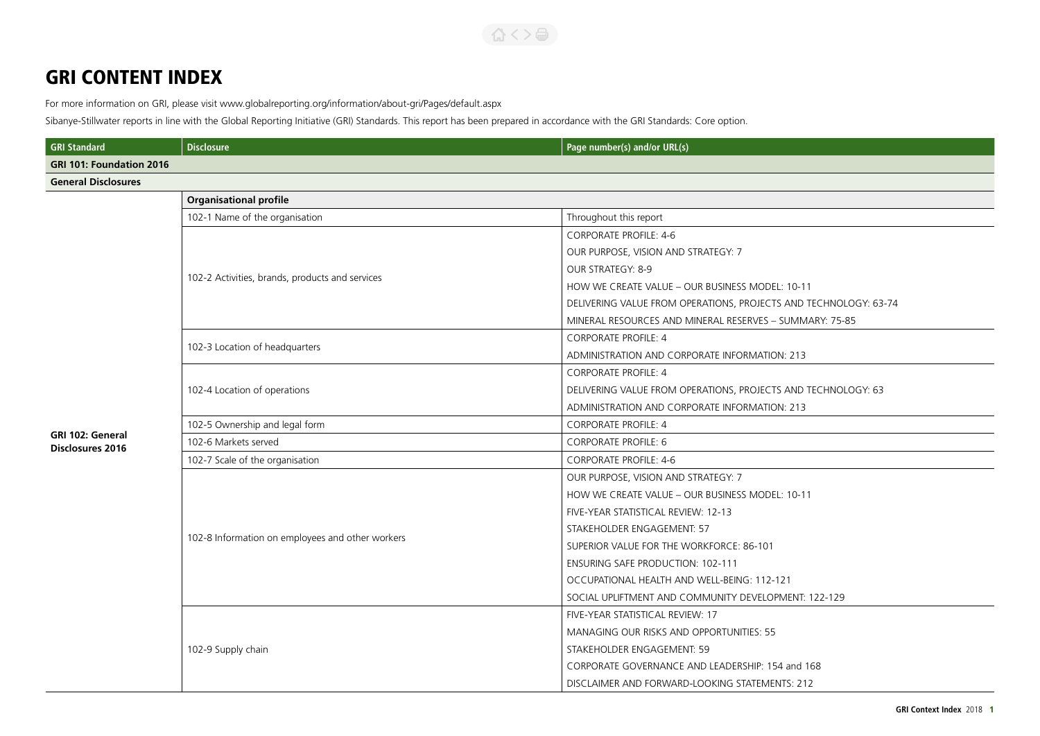# GRI CONTENT INDEX

For more information on GRI, please visit www.globalreporting.org/information/about-gri/Pages/default.aspx

Sibanye-Stillwater reports in line with the Global Reporting Initiative (GRI) Standards. This report has been prepared in accordance with the GRI Standards: Core option.

| GRI Standard | Disclosure | Page number(s) and/or URL(s) |
|---|---|---|
| **GRI 101: Foundation 2016** | | |
| **General Disclosures** | | |
| | **Organisational profile** | |
| GRI 102: General Disclosures 2016 | 102-1 Name of the organisation | Throughout this report |
| | 102-2 Activities, brands, products and services | CORPORATE PROFILE: 4-6<br>OUR PURPOSE, VISION AND STRATEGY: 7<br>OUR STRATEGY: 8-9<br>HOW WE CREATE VALUE – OUR BUSINESS MODEL: 10-11<br>DELIVERING VALUE FROM OPERATIONS, PROJECTS AND TECHNOLOGY: 63-74<br>MINERAL RESOURCES AND MINERAL RESERVES – SUMMARY: 75-85 |
| | 102-3 Location of headquarters | CORPORATE PROFILE: 4<br>ADMINISTRATION AND CORPORATE INFORMATION: 213 |
| | 102-4 Location of operations | CORPORATE PROFILE: 4<br>DELIVERING VALUE FROM OPERATIONS, PROJECTS AND TECHNOLOGY: 63<br>ADMINISTRATION AND CORPORATE INFORMATION: 213 |
| | 102-5 Ownership and legal form | CORPORATE PROFILE: 4 |
| | 102-6 Markets served | CORPORATE PROFILE: 6 |
| | 102-7 Scale of the organisation | CORPORATE PROFILE: 4-6 |
| | 102-8 Information on employees and other workers | OUR PURPOSE, VISION AND STRATEGY: 7<br>HOW WE CREATE VALUE – OUR BUSINESS MODEL: 10-11<br>FIVE-YEAR STATISTICAL REVIEW: 12-13<br>STAKEHOLDER ENGAGEMENT: 57<br>SUPERIOR VALUE FOR THE WORKFORCE: 86-101<br>ENSURING SAFE PRODUCTION: 102-111<br>OCCUPATIONAL HEALTH AND WELL-BEING: 112-121<br>SOCIAL UPLIFTMENT AND COMMUNITY DEVELOPMENT: 122-129 |
| | 102-9 Supply chain | FIVE-YEAR STATISTICAL REVIEW: 17<br>MANAGING OUR RISKS AND OPPORTUNITIES: 55<br>STAKEHOLDER ENGAGEMENT: 59<br>CORPORATE GOVERNANCE AND LEADERSHIP: 154 and 168<br>DISCLAIMER AND FORWARD-LOOKING STATEMENTS: 212 |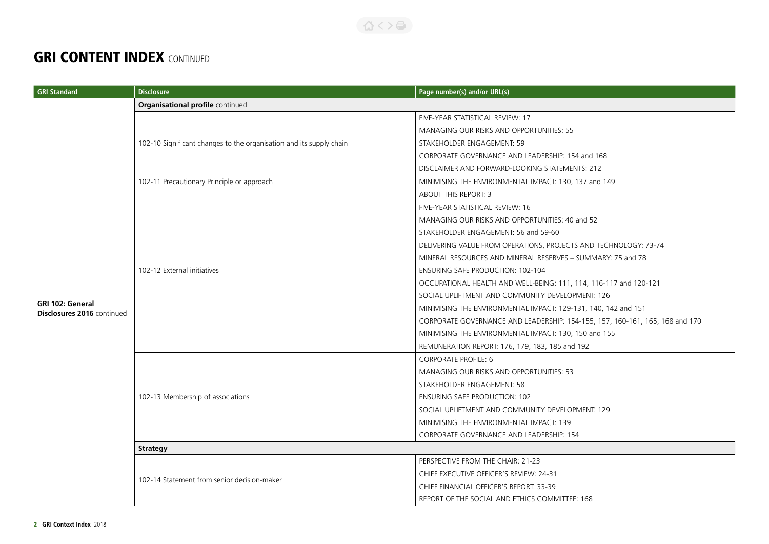# GRI CONTENT INDEX CONTINUED

| GRI Standard | Disclosure | Page number(s) and/or URL(s) |
|---|---|---|
| GRI 102: General Disclosures 2016 continued | **Organisational profile** continued | |
| | 102-10 Significant changes to the organisation and its supply chain | FIVE-YEAR STATISTICAL REVIEW: 17<br>MANAGING OUR RISKS AND OPPORTUNITIES: 55<br>STAKEHOLDER ENGAGEMENT: 59<br>CORPORATE GOVERNANCE AND LEADERSHIP: 154 and 168<br>DISCLAIMER AND FORWARD-LOOKING STATEMENTS: 212 |
| | 102-11 Precautionary Principle or approach | MINIMISING THE ENVIRONMENTAL IMPACT: 130, 137 and 149 |
| | 102-12 External initiatives | ABOUT THIS REPORT: 3<br>FIVE-YEAR STATISTICAL REVIEW: 16<br>MANAGING OUR RISKS AND OPPORTUNITIES: 40 and 52<br>STAKEHOLDER ENGAGEMENT: 56 and 59-60<br>DELIVERING VALUE FROM OPERATIONS, PROJECTS AND TECHNOLOGY: 73-74<br>MINERAL RESOURCES AND MINERAL RESERVES – SUMMARY: 75 and 78<br>ENSURING SAFE PRODUCTION: 102-104<br>OCCUPATIONAL HEALTH AND WELL-BEING: 111, 114, 116-117 and 120-121<br>SOCIAL UPLIFTMENT AND COMMUNITY DEVELOPMENT: 126<br>MINIMISING THE ENVIRONMENTAL IMPACT: 129-131, 140, 142 and 151<br>CORPORATE GOVERNANCE AND LEADERSHIP: 154-155, 157, 160-161, 165, 168 and 170<br>MINIMISING THE ENVIRONMENTAL IMPACT: 130, 150 and 155<br>REMUNERATION REPORT: 176, 179, 183, 185 and 192 |
| | 102-13 Membership of associations | CORPORATE PROFILE: 6<br>MANAGING OUR RISKS AND OPPORTUNITIES: 53<br>STAKEHOLDER ENGAGEMENT: 58<br>ENSURING SAFE PRODUCTION: 102<br>SOCIAL UPLIFTMENT AND COMMUNITY DEVELOPMENT: 129<br>MINIMISING THE ENVIRONMENTAL IMPACT: 139<br>CORPORATE GOVERNANCE AND LEADERSHIP: 154 |
| | **Strategy** | |
| | 102-14 Statement from senior decision-maker | PERSPECTIVE FROM THE CHAIR: 21-23<br>CHIEF EXECUTIVE OFFICER'S REVIEW: 24-31<br>CHIEF FINANCIAL OFFICER'S REPORT: 33-39<br>REPORT OF THE SOCIAL AND ETHICS COMMITTEE: 168 |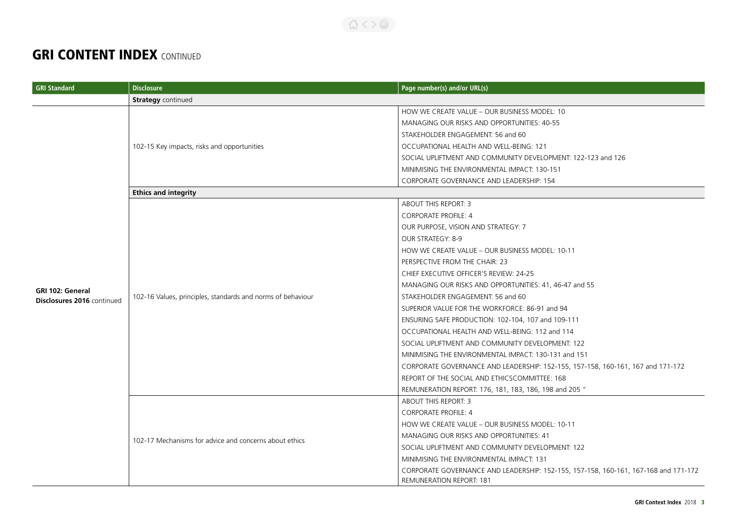# GRI CONTENT INDEX CONTINUED

| GRI Standard | Disclosure | Page number(s) and/or URL(s) |
|---|---|---|
| | **Strategy** continued | |
| GRI 102: General Disclosures 2016 continued | 102-15 Key impacts, risks and opportunities | HOW WE CREATE VALUE – OUR BUSINESS MODEL: 10<br>MANAGING OUR RISKS AND OPPORTUNITIES: 40-55<br>STAKEHOLDER ENGAGEMENT: 56 and 60<br>OCCUPATIONAL HEALTH AND WELL-BEING: 121<br>SOCIAL UPLIFTMENT AND COMMUNITY DEVELOPMENT: 122-123 and 126<br>MINIMISING THE ENVIRONMENTAL IMPACT: 130-151<br>CORPORATE GOVERNANCE AND LEADERSHIP: 154 |
| | **Ethics and integrity** | |
| | 102-16 Values, principles, standards and norms of behaviour | ABOUT THIS REPORT: 3<br>CORPORATE PROFILE: 4<br>OUR PURPOSE, VISION AND STRATEGY: 7<br>OUR STRATEGY: 8-9<br>HOW WE CREATE VALUE – OUR BUSINESS MODEL: 10-11<br>PERSPECTIVE FROM THE CHAIR: 23<br>CHIEF EXECUTIVE OFFICER'S REVIEW: 24-25<br>MANAGING OUR RISKS AND OPPORTUNITIES: 41, 46-47 and 55<br>STAKEHOLDER ENGAGEMENT: 56 and 60<br>SUPERIOR VALUE FOR THE WORKFORCE: 86-91 and 94<br>ENSURING SAFE PRODUCTION: 102-104, 107 and 109-111<br>OCCUPATIONAL HEALTH AND WELL-BEING: 112 and 114<br>SOCIAL UPLIFTMENT AND COMMUNITY DEVELOPMENT: 122<br>MINIMISING THE ENVIRONMENTAL IMPACT: 130-131 and 151<br>CORPORATE GOVERNANCE AND LEADERSHIP: 152-155, 157-158, 160-161, 167 and 171-172<br>REPORT OF THE SOCIAL AND ETHICSCOMMITTEE: 168<br>REMUNERATION REPORT: 176, 181, 183, 186, 198 and 205 " |
| | 102-17 Mechanisms for advice and concerns about ethics | ABOUT THIS REPORT: 3<br>CORPORATE PROFILE: 4<br>HOW WE CREATE VALUE – OUR BUSINESS MODEL: 10-11<br>MANAGING OUR RISKS AND OPPORTUNITIES: 41<br>SOCIAL UPLIFTMENT AND COMMUNITY DEVELOPMENT: 122<br>MINIMISING THE ENVIRONMENTAL IMPACT: 131<br>CORPORATE GOVERNANCE AND LEADERSHIP: 152-155, 157-158, 160-161, 167-168 and 171-172<br>REMUNERATION REPORT: 181 |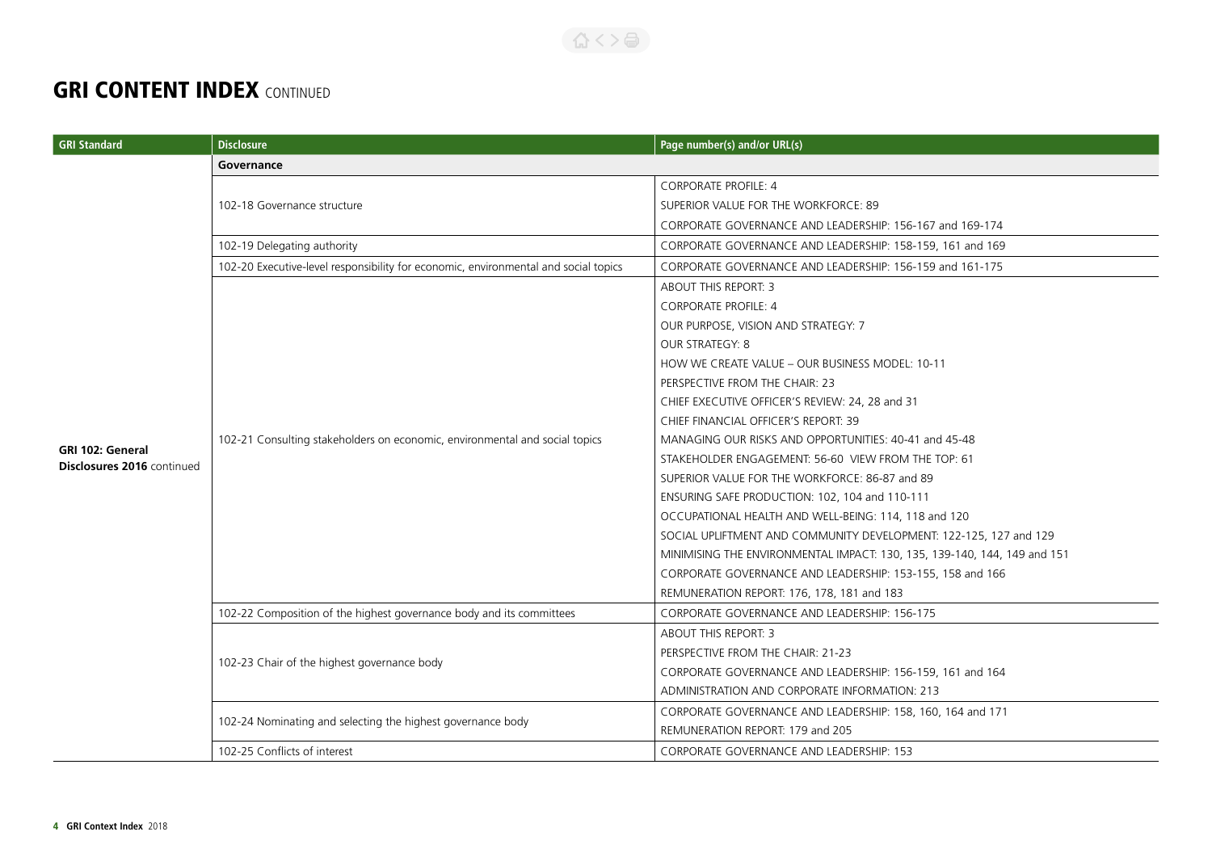# GRI CONTENT INDEX CONTINUED

| GRI Standard | Disclosure | Page number(s) and/or URL(s) |
|---|---|---|
| | **Governance** | |
| **GRI 102: General Disclosures 2016** continued | 102-18 Governance structure | CORPORATE PROFILE: 4<br>SUPERIOR VALUE FOR THE WORKFORCE: 89<br>CORPORATE GOVERNANCE AND LEADERSHIP: 156-167 and 169-174 |
| | 102-19 Delegating authority | CORPORATE GOVERNANCE AND LEADERSHIP: 158-159, 161 and 169 |
| | 102-20 Executive-level responsibility for economic, environmental and social topics | CORPORATE GOVERNANCE AND LEADERSHIP: 156-159 and 161-175 |
| | 102-21 Consulting stakeholders on economic, environmental and social topics | ABOUT THIS REPORT: 3<br>CORPORATE PROFILE: 4<br>OUR PURPOSE, VISION AND STRATEGY: 7<br>OUR STRATEGY: 8<br>HOW WE CREATE VALUE – OUR BUSINESS MODEL: 10-11<br>PERSPECTIVE FROM THE CHAIR: 23<br>CHIEF EXECUTIVE OFFICER'S REVIEW: 24, 28 and 31<br>CHIEF FINANCIAL OFFICER'S REPORT: 39<br>MANAGING OUR RISKS AND OPPORTUNITIES: 40-41 and 45-48<br>STAKEHOLDER ENGAGEMENT: 56-60 VIEW FROM THE TOP: 61<br>SUPERIOR VALUE FOR THE WORKFORCE: 86-87 and 89<br>ENSURING SAFE PRODUCTION: 102, 104 and 110-111<br>OCCUPATIONAL HEALTH AND WELL-BEING: 114, 118 and 120<br>SOCIAL UPLIFTMENT AND COMMUNITY DEVELOPMENT: 122-125, 127 and 129<br>MINIMISING THE ENVIRONMENTAL IMPACT: 130, 135, 139-140, 144, 149 and 151<br>CORPORATE GOVERNANCE AND LEADERSHIP: 153-155, 158 and 166<br>REMUNERATION REPORT: 176, 178, 181 and 183 |
| | 102-22 Composition of the highest governance body and its committees | CORPORATE GOVERNANCE AND LEADERSHIP: 156-175 |
| | 102-23 Chair of the highest governance body | ABOUT THIS REPORT: 3<br>PERSPECTIVE FROM THE CHAIR: 21-23<br>CORPORATE GOVERNANCE AND LEADERSHIP: 156-159, 161 and 164<br>ADMINISTRATION AND CORPORATE INFORMATION: 213 |
| | 102-24 Nominating and selecting the highest governance body | CORPORATE GOVERNANCE AND LEADERSHIP: 158, 160, 164 and 171<br>REMUNERATION REPORT: 179 and 205 |
| | 102-25 Conflicts of interest | CORPORATE GOVERNANCE AND LEADERSHIP: 153 |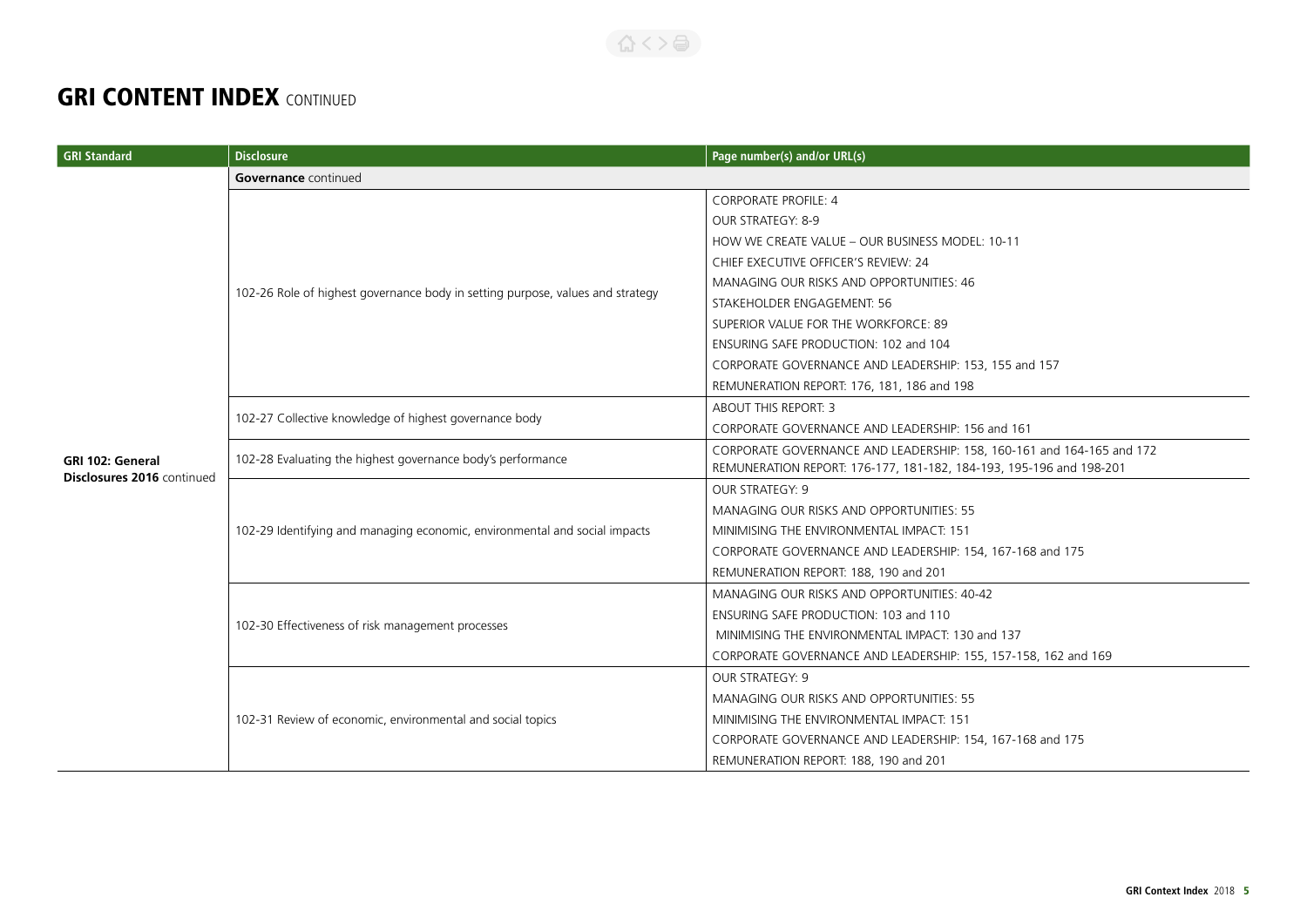# GRI CONTENT INDEX CONTINUED

| GRI Standard | Disclosure | Page number(s) and/or URL(s) |
|---|---|---|
| | **Governance** continued | |
| GRI 102: General Disclosures 2016 continued | 102-26 Role of highest governance body in setting purpose, values and strategy | CORPORATE PROFILE: 4<br>OUR STRATEGY: 8-9<br>HOW WE CREATE VALUE – OUR BUSINESS MODEL: 10-11<br>CHIEF EXECUTIVE OFFICER'S REVIEW: 24<br>MANAGING OUR RISKS AND OPPORTUNITIES: 46<br>STAKEHOLDER ENGAGEMENT: 56<br>SUPERIOR VALUE FOR THE WORKFORCE: 89<br>ENSURING SAFE PRODUCTION: 102 and 104<br>CORPORATE GOVERNANCE AND LEADERSHIP: 153, 155 and 157<br>REMUNERATION REPORT: 176, 181, 186 and 198 |
| | 102-27 Collective knowledge of highest governance body | ABOUT THIS REPORT: 3<br>CORPORATE GOVERNANCE AND LEADERSHIP: 156 and 161 |
| | 102-28 Evaluating the highest governance body's performance | CORPORATE GOVERNANCE AND LEADERSHIP: 158, 160-161 and 164-165 and 172<br>REMUNERATION REPORT: 176-177, 181-182, 184-193, 195-196 and 198-201 |
| | 102-29 Identifying and managing economic, environmental and social impacts | OUR STRATEGY: 9<br>MANAGING OUR RISKS AND OPPORTUNITIES: 55<br>MINIMISING THE ENVIRONMENTAL IMPACT: 151<br>CORPORATE GOVERNANCE AND LEADERSHIP: 154, 167-168 and 175<br>REMUNERATION REPORT: 188, 190 and 201 |
| | 102-30 Effectiveness of risk management processes | MANAGING OUR RISKS AND OPPORTUNITIES: 40-42<br>ENSURING SAFE PRODUCTION: 103 and 110<br>MINIMISING THE ENVIRONMENTAL IMPACT: 130 and 137<br>CORPORATE GOVERNANCE AND LEADERSHIP: 155, 157-158, 162 and 169 |
| | 102-31 Review of economic, environmental and social topics | OUR STRATEGY: 9<br>MANAGING OUR RISKS AND OPPORTUNITIES: 55<br>MINIMISING THE ENVIRONMENTAL IMPACT: 151<br>CORPORATE GOVERNANCE AND LEADERSHIP: 154, 167-168 and 175<br>REMUNERATION REPORT: 188, 190 and 201 |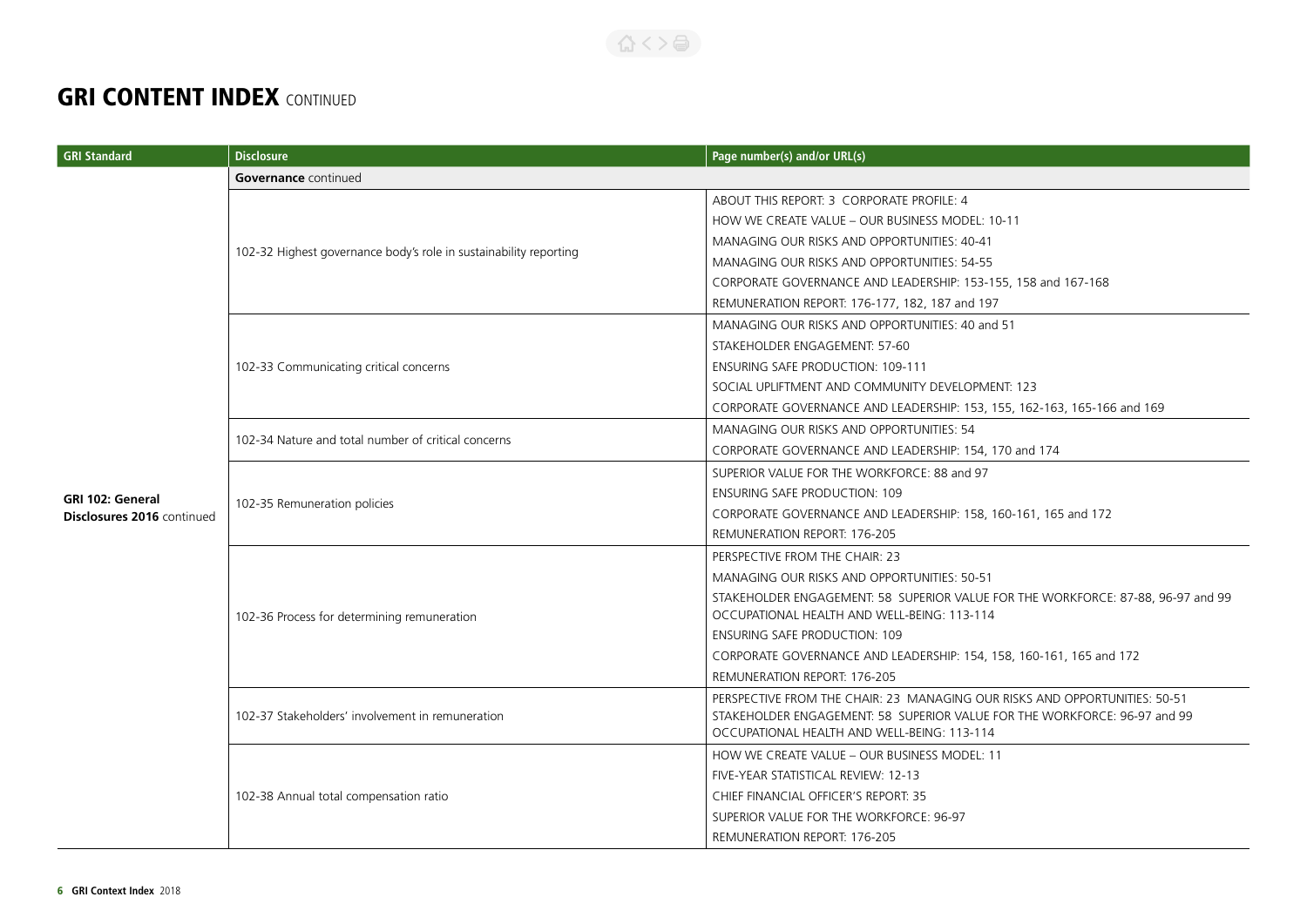# GRI CONTENT INDEX CONTINUED

| GRI Standard | Disclosure | Page number(s) and/or URL(s) |
|---|---|---|
| | **Governance** continued | |
| GRI 102: General Disclosures 2016 continued | 102-32 Highest governance body's role in sustainability reporting | ABOUT THIS REPORT: 3 CORPORATE PROFILE: 4<br>HOW WE CREATE VALUE – OUR BUSINESS MODEL: 10-11<br>MANAGING OUR RISKS AND OPPORTUNITIES: 40-41<br>MANAGING OUR RISKS AND OPPORTUNITIES: 54-55<br>CORPORATE GOVERNANCE AND LEADERSHIP: 153-155, 158 and 167-168<br>REMUNERATION REPORT: 176-177, 182, 187 and 197 |
| | 102-33 Communicating critical concerns | MANAGING OUR RISKS AND OPPORTUNITIES: 40 and 51<br>STAKEHOLDER ENGAGEMENT: 57-60<br>ENSURING SAFE PRODUCTION: 109-111<br>SOCIAL UPLIFTMENT AND COMMUNITY DEVELOPMENT: 123<br>CORPORATE GOVERNANCE AND LEADERSHIP: 153, 155, 162-163, 165-166 and 169 |
| | 102-34 Nature and total number of critical concerns | MANAGING OUR RISKS AND OPPORTUNITIES: 54<br>CORPORATE GOVERNANCE AND LEADERSHIP: 154, 170 and 174 |
| | 102-35 Remuneration policies | SUPERIOR VALUE FOR THE WORKFORCE: 88 and 97<br>ENSURING SAFE PRODUCTION: 109<br>CORPORATE GOVERNANCE AND LEADERSHIP: 158, 160-161, 165 and 172<br>REMUNERATION REPORT: 176-205 |
| | 102-36 Process for determining remuneration | PERSPECTIVE FROM THE CHAIR: 23<br>MANAGING OUR RISKS AND OPPORTUNITIES: 50-51<br>STAKEHOLDER ENGAGEMENT: 58 SUPERIOR VALUE FOR THE WORKFORCE: 87-88, 96-97 and 99 OCCUPATIONAL HEALTH AND WELL-BEING: 113-114<br>ENSURING SAFE PRODUCTION: 109<br>CORPORATE GOVERNANCE AND LEADERSHIP: 154, 158, 160-161, 165 and 172<br>REMUNERATION REPORT: 176-205 |
| | 102-37 Stakeholders' involvement in remuneration | PERSPECTIVE FROM THE CHAIR: 23 MANAGING OUR RISKS AND OPPORTUNITIES: 50-51 STAKEHOLDER ENGAGEMENT: 58 SUPERIOR VALUE FOR THE WORKFORCE: 96-97 and 99 OCCUPATIONAL HEALTH AND WELL-BEING: 113-114 |
| | 102-38 Annual total compensation ratio | HOW WE CREATE VALUE – OUR BUSINESS MODEL: 11<br>FIVE-YEAR STATISTICAL REVIEW: 12-13<br>CHIEF FINANCIAL OFFICER'S REPORT: 35<br>SUPERIOR VALUE FOR THE WORKFORCE: 96-97<br>REMUNERATION REPORT: 176-205 |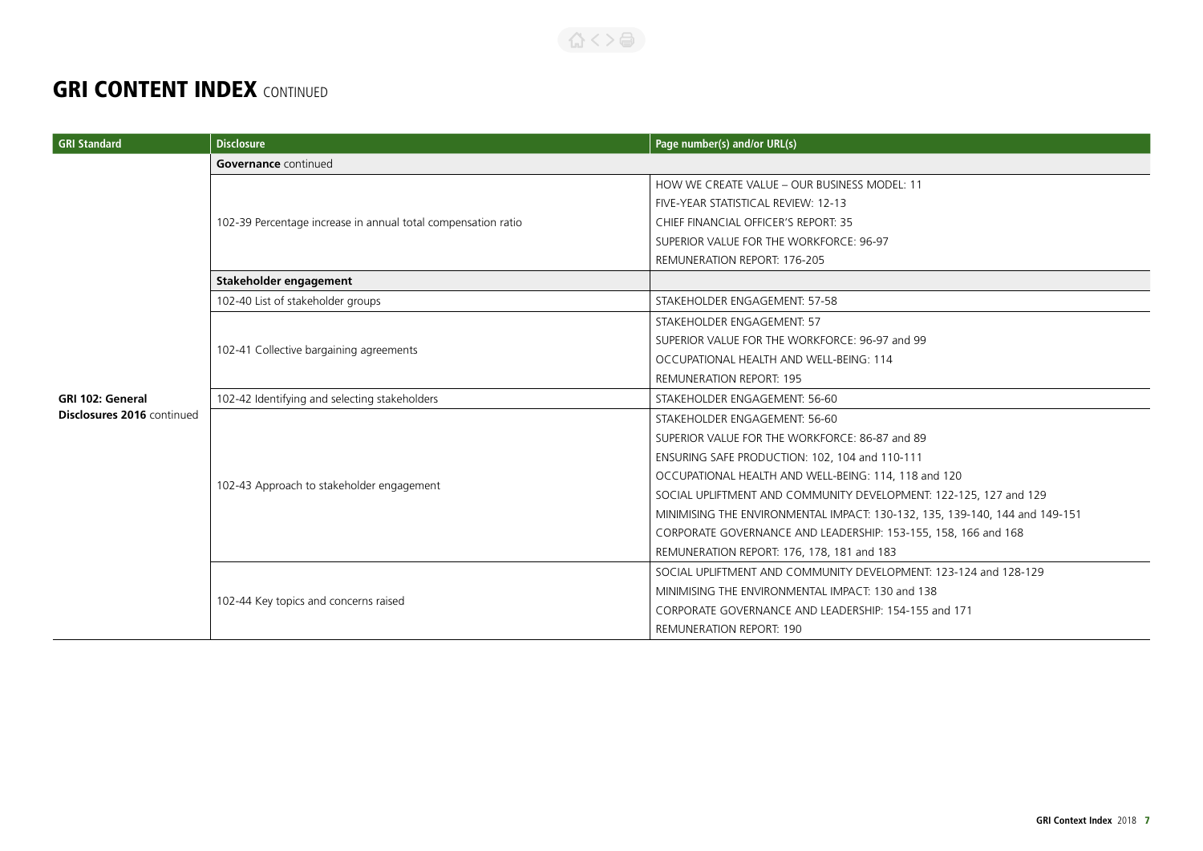## GRI CONTENT INDEX CONTINUED

| GRI Standard | Disclosure | Page number(s) and/or URL(s) |
|---|---|---|
| | **Governance** continued | |
| | 102-39 Percentage increase in annual total compensation ratio | HOW WE CREATE VALUE – OUR BUSINESS MODEL: 11<br>FIVE-YEAR STATISTICAL REVIEW: 12-13<br>CHIEF FINANCIAL OFFICER'S REPORT: 35<br>SUPERIOR VALUE FOR THE WORKFORCE: 96-97<br>REMUNERATION REPORT: 176-205 |
| | **Stakeholder engagement** | |
| | 102-40 List of stakeholder groups | STAKEHOLDER ENGAGEMENT: 57-58 |
| | 102-41 Collective bargaining agreements | STAKEHOLDER ENGAGEMENT: 57<br>SUPERIOR VALUE FOR THE WORKFORCE: 96-97 and 99<br>OCCUPATIONAL HEALTH AND WELL-BEING: 114<br>REMUNERATION REPORT: 195 |
| **GRI 102: General Disclosures 2016** continued | 102-42 Identifying and selecting stakeholders | STAKEHOLDER ENGAGEMENT: 56-60 |
| | 102-43 Approach to stakeholder engagement | STAKEHOLDER ENGAGEMENT: 56-60<br>SUPERIOR VALUE FOR THE WORKFORCE: 86-87 and 89<br>ENSURING SAFE PRODUCTION: 102, 104 and 110-111<br>OCCUPATIONAL HEALTH AND WELL-BEING: 114, 118 and 120<br>SOCIAL UPLIFTMENT AND COMMUNITY DEVELOPMENT: 122-125, 127 and 129<br>MINIMISING THE ENVIRONMENTAL IMPACT: 130-132, 135, 139-140, 144 and 149-151<br>CORPORATE GOVERNANCE AND LEADERSHIP: 153-155, 158, 166 and 168<br>REMUNERATION REPORT: 176, 178, 181 and 183 |
| | 102-44 Key topics and concerns raised | SOCIAL UPLIFTMENT AND COMMUNITY DEVELOPMENT: 123-124 and 128-129<br>MINIMISING THE ENVIRONMENTAL IMPACT: 130 and 138<br>CORPORATE GOVERNANCE AND LEADERSHIP: 154-155 and 171<br>REMUNERATION REPORT: 190 |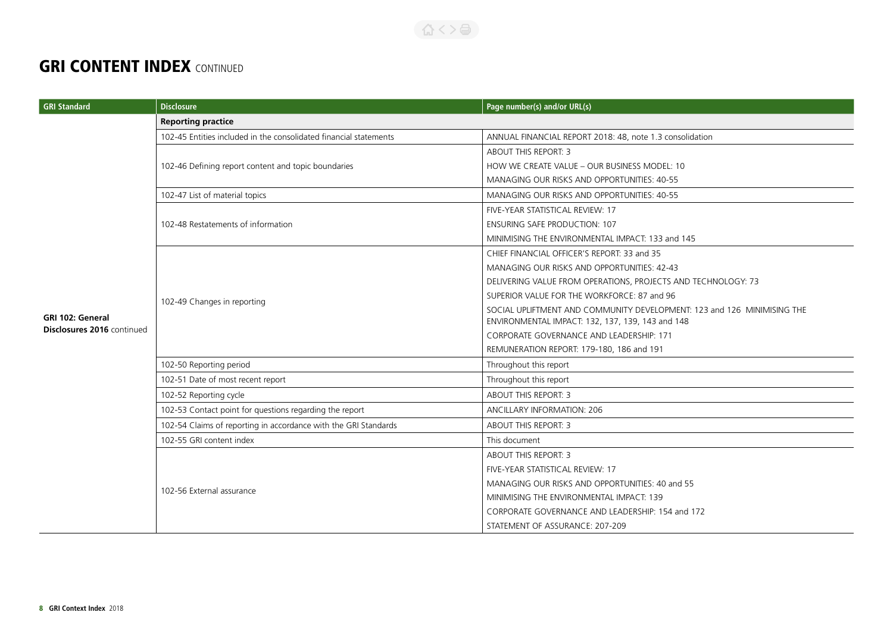# GRI CONTENT INDEX CONTINUED

| GRI Standard | Disclosure | Page number(s) and/or URL(s) |
|---|---|---|
| | **Reporting practice** | |
| | 102-45 Entities included in the consolidated financial statements | ANNUAL FINANCIAL REPORT 2018: 48, note 1.3 consolidation |
| | 102-46 Defining report content and topic boundaries | ABOUT THIS REPORT: 3<br>HOW WE CREATE VALUE – OUR BUSINESS MODEL: 10<br>MANAGING OUR RISKS AND OPPORTUNITIES: 40-55 |
| | 102-47 List of material topics | MANAGING OUR RISKS AND OPPORTUNITIES: 40-55 |
| | 102-48 Restatements of information | FIVE-YEAR STATISTICAL REVIEW: 17<br>ENSURING SAFE PRODUCTION: 107<br>MINIMISING THE ENVIRONMENTAL IMPACT: 133 and 145 |
| **GRI 102: General Disclosures 2016** continued | 102-49 Changes in reporting | CHIEF FINANCIAL OFFICER'S REPORT: 33 and 35<br>MANAGING OUR RISKS AND OPPORTUNITIES: 42-43<br>DELIVERING VALUE FROM OPERATIONS, PROJECTS AND TECHNOLOGY: 73<br>SUPERIOR VALUE FOR THE WORKFORCE: 87 and 96<br>SOCIAL UPLIFTMENT AND COMMUNITY DEVELOPMENT: 123 and 126 MINIMISING THE ENVIRONMENTAL IMPACT: 132, 137, 139, 143 and 148<br>CORPORATE GOVERNANCE AND LEADERSHIP: 171<br>REMUNERATION REPORT: 179-180, 186 and 191 |
| | 102-50 Reporting period | Throughout this report |
| | 102-51 Date of most recent report | Throughout this report |
| | 102-52 Reporting cycle | ABOUT THIS REPORT: 3 |
| | 102-53 Contact point for questions regarding the report | ANCILLARY INFORMATION: 206 |
| | 102-54 Claims of reporting in accordance with the GRI Standards | ABOUT THIS REPORT: 3 |
| | 102-55 GRI content index | This document |
| | 102-56 External assurance | ABOUT THIS REPORT: 3<br>FIVE-YEAR STATISTICAL REVIEW: 17<br>MANAGING OUR RISKS AND OPPORTUNITIES: 40 and 55<br>MINIMISING THE ENVIRONMENTAL IMPACT: 139<br>CORPORATE GOVERNANCE AND LEADERSHIP: 154 and 172<br>STATEMENT OF ASSURANCE: 207-209 |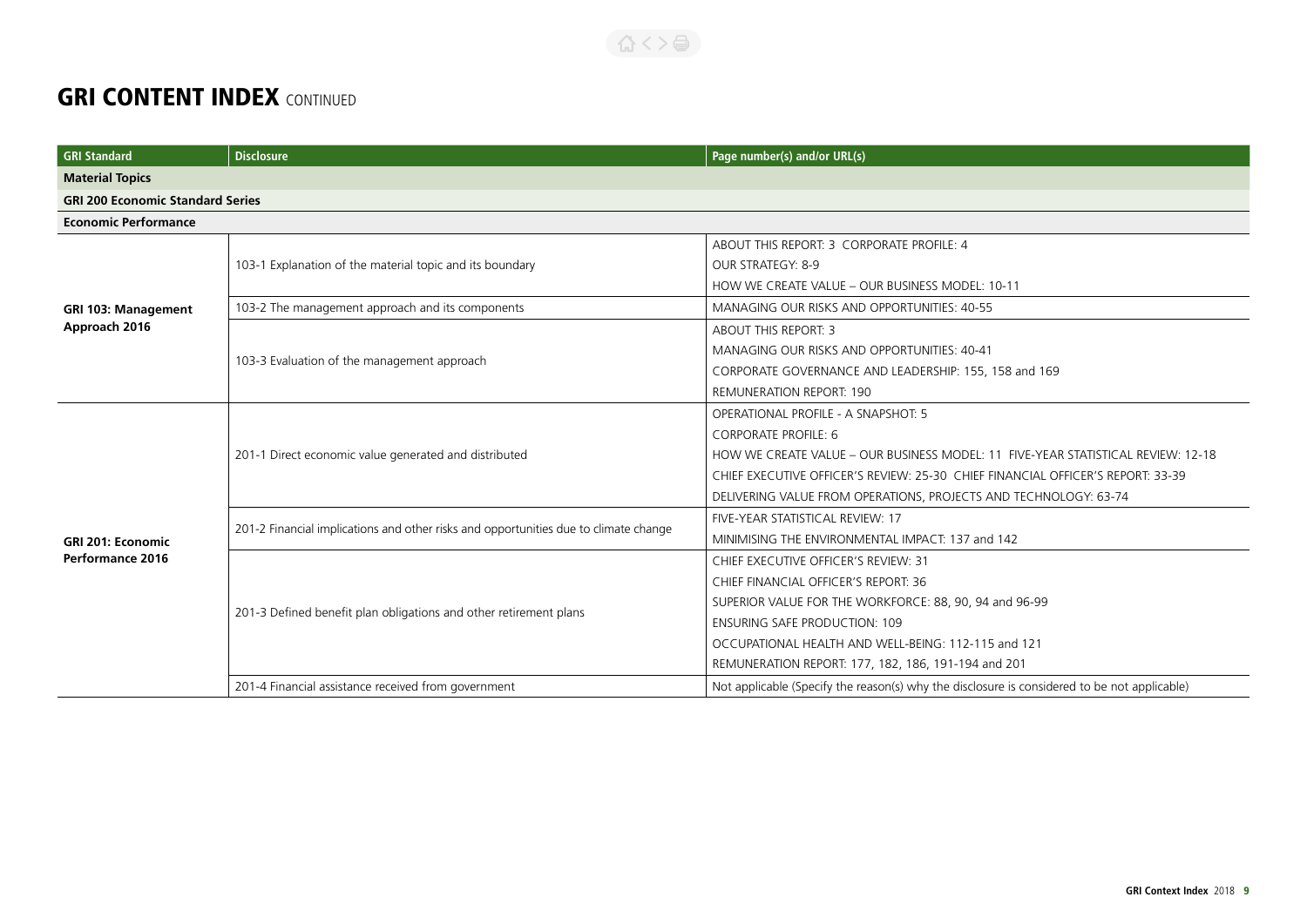# GRI CONTENT INDEX CONTINUED

| GRI Standard | Disclosure | Page number(s) and/or URL(s) |
|---|---|---|
| **Material Topics** | | |
| **GRI 200 Economic Standard Series** | | |
| **Economic Performance** | | |
| **GRI 103: Management Approach 2016** | 103-1 Explanation of the material topic and its boundary | ABOUT THIS REPORT: 3 CORPORATE PROFILE: 4<br>OUR STRATEGY: 8-9<br>HOW WE CREATE VALUE – OUR BUSINESS MODEL: 10-11 |
| | 103-2 The management approach and its components | MANAGING OUR RISKS AND OPPORTUNITIES: 40-55 |
| | 103-3 Evaluation of the management approach | ABOUT THIS REPORT: 3<br>MANAGING OUR RISKS AND OPPORTUNITIES: 40-41<br>CORPORATE GOVERNANCE AND LEADERSHIP: 155, 158 and 169<br>REMUNERATION REPORT: 190 |
| **GRI 201: Economic Performance 2016** | 201-1 Direct economic value generated and distributed | OPERATIONAL PROFILE - A SNAPSHOT: 5<br>CORPORATE PROFILE: 6<br>HOW WE CREATE VALUE – OUR BUSINESS MODEL: 11 FIVE-YEAR STATISTICAL REVIEW: 12-18<br>CHIEF EXECUTIVE OFFICER'S REVIEW: 25-30 CHIEF FINANCIAL OFFICER'S REPORT: 33-39<br>DELIVERING VALUE FROM OPERATIONS, PROJECTS AND TECHNOLOGY: 63-74 |
| | 201-2 Financial implications and other risks and opportunities due to climate change | FIVE-YEAR STATISTICAL REVIEW: 17<br>MINIMISING THE ENVIRONMENTAL IMPACT: 137 and 142 |
| | 201-3 Defined benefit plan obligations and other retirement plans | CHIEF EXECUTIVE OFFICER'S REVIEW: 31<br>CHIEF FINANCIAL OFFICER'S REPORT: 36<br>SUPERIOR VALUE FOR THE WORKFORCE: 88, 90, 94 and 96-99<br>ENSURING SAFE PRODUCTION: 109<br>OCCUPATIONAL HEALTH AND WELL-BEING: 112-115 and 121<br>REMUNERATION REPORT: 177, 182, 186, 191-194 and 201 |
| | 201-4 Financial assistance received from government | Not applicable (Specify the reason(s) why the disclosure is considered to be not applicable) |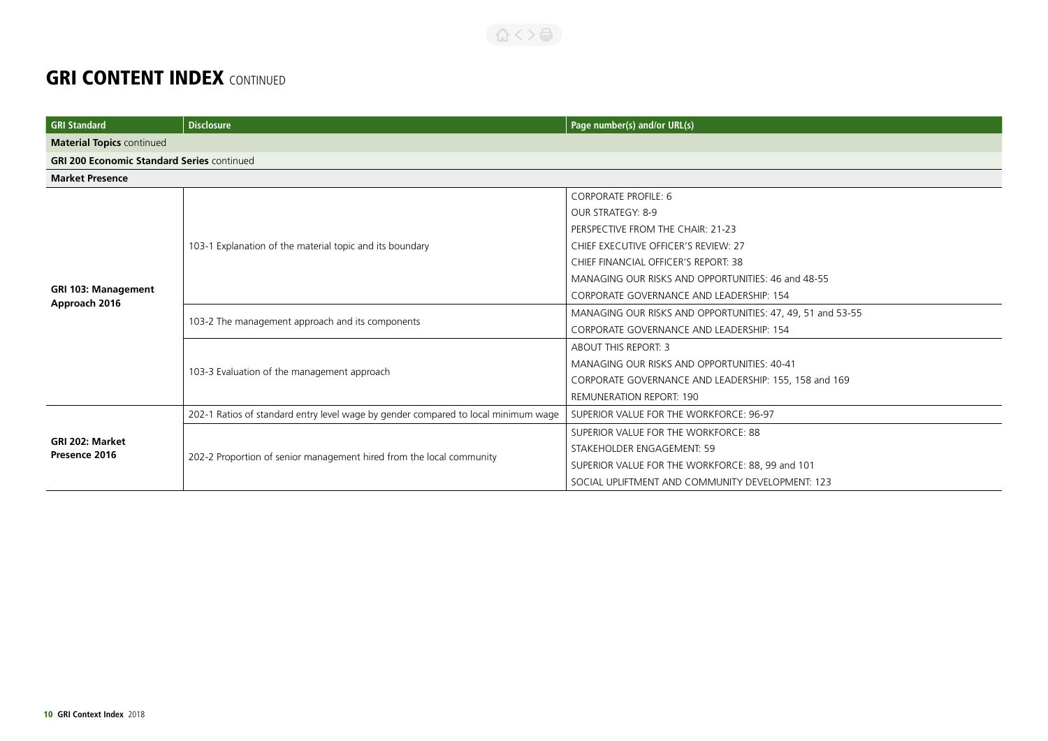# GRI CONTENT INDEX CONTINUED

| GRI Standard | Disclosure | Page number(s) and/or URL(s) |
|---|---|---|
| **Material Topics** continued | | |
| **GRI 200 Economic Standard Series** continued | | |
| **Market Presence** | | |
| **GRI 103: Management Approach 2016** | 103-1 Explanation of the material topic and its boundary | CORPORATE PROFILE: 6<br>OUR STRATEGY: 8-9<br>PERSPECTIVE FROM THE CHAIR: 21-23<br>CHIEF EXECUTIVE OFFICER'S REVIEW: 27<br>CHIEF FINANCIAL OFFICER'S REPORT: 38<br>MANAGING OUR RISKS AND OPPORTUNITIES: 46 and 48-55<br>CORPORATE GOVERNANCE AND LEADERSHIP: 154 |
| | 103-2 The management approach and its components | MANAGING OUR RISKS AND OPPORTUNITIES: 47, 49, 51 and 53-55<br>CORPORATE GOVERNANCE AND LEADERSHIP: 154 |
| | 103-3 Evaluation of the management approach | ABOUT THIS REPORT: 3<br>MANAGING OUR RISKS AND OPPORTUNITIES: 40-41<br>CORPORATE GOVERNANCE AND LEADERSHIP: 155, 158 and 169<br>REMUNERATION REPORT: 190 |
| **GRI 202: Market Presence 2016** | 202-1 Ratios of standard entry level wage by gender compared to local minimum wage | SUPERIOR VALUE FOR THE WORKFORCE: 96-97 |
| | 202-2 Proportion of senior management hired from the local community | SUPERIOR VALUE FOR THE WORKFORCE: 88<br>STAKEHOLDER ENGAGEMENT: 59<br>SUPERIOR VALUE FOR THE WORKFORCE: 88, 99 and 101<br>SOCIAL UPLIFTMENT AND COMMUNITY DEVELOPMENT: 123 |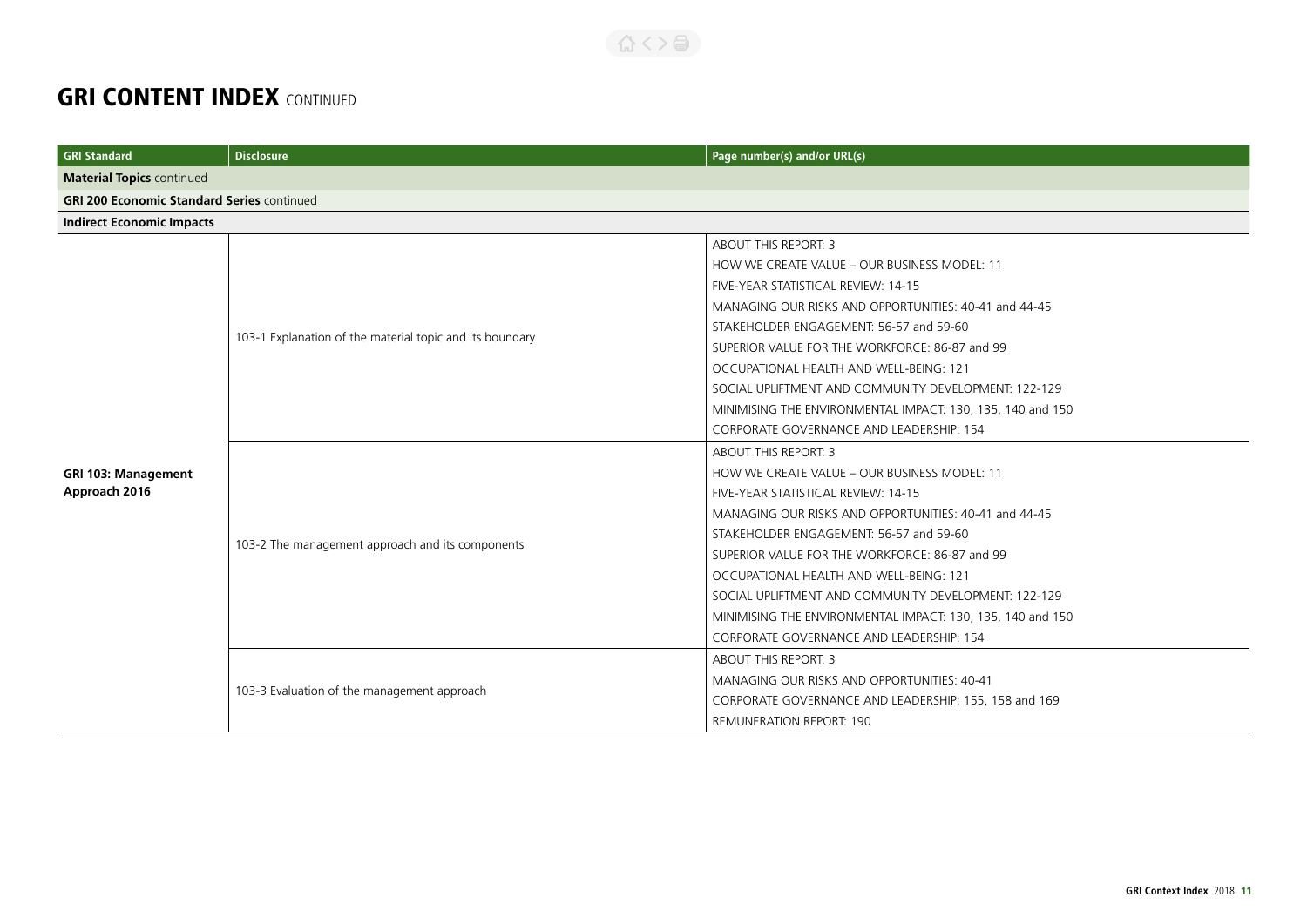# GRI CONTENT INDEX CONTINUED

| GRI Standard | Disclosure | Page number(s) and/or URL(s) |
|---|---|---|
| **Material Topics** continued | | |
| **GRI 200 Economic Standard Series** continued | | |
| **Indirect Economic Impacts** | | |
| **GRI 103: Management Approach 2016** | 103-1 Explanation of the material topic and its boundary | ABOUT THIS REPORT: 3<br>HOW WE CREATE VALUE – OUR BUSINESS MODEL: 11<br>FIVE-YEAR STATISTICAL REVIEW: 14-15<br>MANAGING OUR RISKS AND OPPORTUNITIES: 40-41 and 44-45<br>STAKEHOLDER ENGAGEMENT: 56-57 and 59-60<br>SUPERIOR VALUE FOR THE WORKFORCE: 86-87 and 99<br>OCCUPATIONAL HEALTH AND WELL-BEING: 121<br>SOCIAL UPLIFTMENT AND COMMUNITY DEVELOPMENT: 122-129<br>MINIMISING THE ENVIRONMENTAL IMPACT: 130, 135, 140 and 150<br>CORPORATE GOVERNANCE AND LEADERSHIP: 154 |
| | 103-2 The management approach and its components | ABOUT THIS REPORT: 3<br>HOW WE CREATE VALUE – OUR BUSINESS MODEL: 11<br>FIVE-YEAR STATISTICAL REVIEW: 14-15<br>MANAGING OUR RISKS AND OPPORTUNITIES: 40-41 and 44-45<br>STAKEHOLDER ENGAGEMENT: 56-57 and 59-60<br>SUPERIOR VALUE FOR THE WORKFORCE: 86-87 and 99<br>OCCUPATIONAL HEALTH AND WELL-BEING: 121<br>SOCIAL UPLIFTMENT AND COMMUNITY DEVELOPMENT: 122-129<br>MINIMISING THE ENVIRONMENTAL IMPACT: 130, 135, 140 and 150<br>CORPORATE GOVERNANCE AND LEADERSHIP: 154 |
| | 103-3 Evaluation of the management approach | ABOUT THIS REPORT: 3<br>MANAGING OUR RISKS AND OPPORTUNITIES: 40-41<br>CORPORATE GOVERNANCE AND LEADERSHIP: 155, 158 and 169<br>REMUNERATION REPORT: 190 |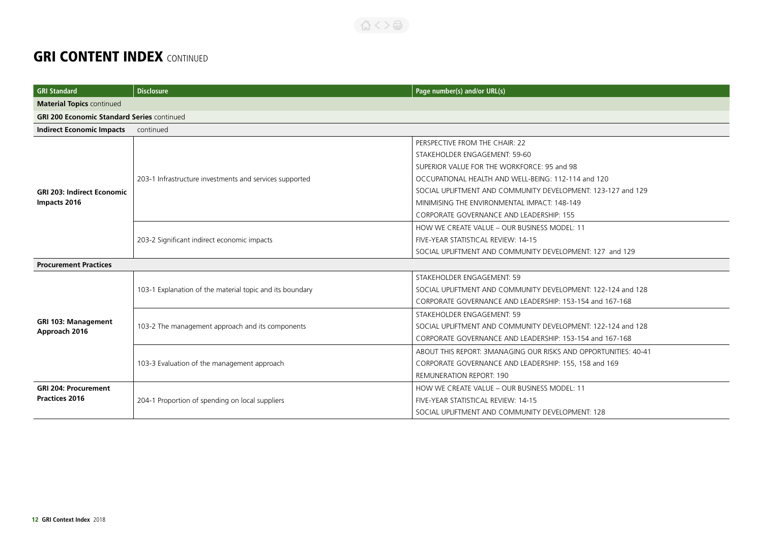# GRI CONTENT INDEX CONTINUED

| GRI Standard | Disclosure | Page number(s) and/or URL(s) |
| --- | --- | --- |
| **Material Topics** continued | | |
| **GRI 200 Economic Standard Series** continued | | |
| **Indirect Economic Impacts** continued | | |
| **GRI 203: Indirect Economic Impacts 2016** | 203-1 Infrastructure investments and services supported | PERSPECTIVE FROM THE CHAIR: 22<br>STAKEHOLDER ENGAGEMENT: 59-60<br>SUPERIOR VALUE FOR THE WORKFORCE: 95 and 98<br>OCCUPATIONAL HEALTH AND WELL-BEING: 112-114 and 120<br>SOCIAL UPLIFTMENT AND COMMUNITY DEVELOPMENT: 123-127 and 129<br>MINIMISING THE ENVIRONMENTAL IMPACT: 148-149<br>CORPORATE GOVERNANCE AND LEADERSHIP: 155 |
| | 203-2 Significant indirect economic impacts | HOW WE CREATE VALUE – OUR BUSINESS MODEL: 11<br>FIVE-YEAR STATISTICAL REVIEW: 14-15<br>SOCIAL UPLIFTMENT AND COMMUNITY DEVELOPMENT: 127 and 129 |
| **Procurement Practices** | | |
| **GRI 103: Management Approach 2016** | 103-1 Explanation of the material topic and its boundary | STAKEHOLDER ENGAGEMENT: 59<br>SOCIAL UPLIFTMENT AND COMMUNITY DEVELOPMENT: 122-124 and 128<br>CORPORATE GOVERNANCE AND LEADERSHIP: 153-154 and 167-168 |
| | 103-2 The management approach and its components | STAKEHOLDER ENGAGEMENT: 59<br>SOCIAL UPLIFTMENT AND COMMUNITY DEVELOPMENT: 122-124 and 128<br>CORPORATE GOVERNANCE AND LEADERSHIP: 153-154 and 167-168 |
| | 103-3 Evaluation of the management approach | ABOUT THIS REPORT: 3MANAGING OUR RISKS AND OPPORTUNITIES: 40-41<br>CORPORATE GOVERNANCE AND LEADERSHIP: 155, 158 and 169<br>REMUNERATION REPORT: 190 |
| **GRI 204: Procurement Practices 2016** | 204-1 Proportion of spending on local suppliers | HOW WE CREATE VALUE – OUR BUSINESS MODEL: 11<br>FIVE-YEAR STATISTICAL REVIEW: 14-15<br>SOCIAL UPLIFTMENT AND COMMUNITY DEVELOPMENT: 128 |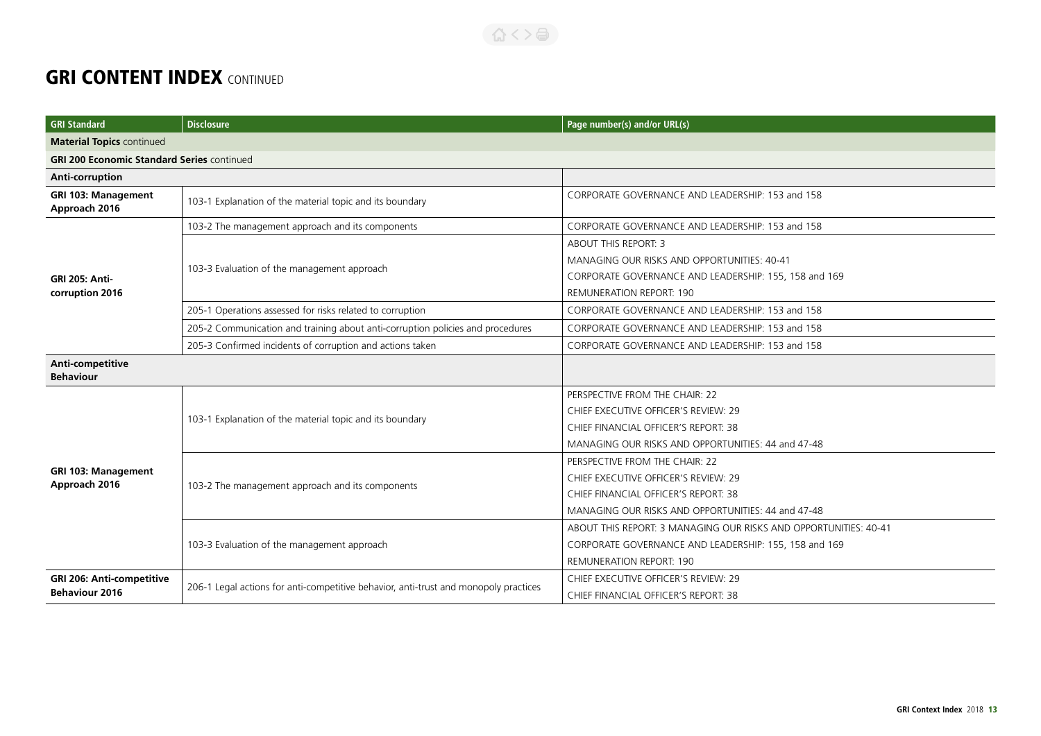# GRI CONTENT INDEX CONTINUED

| GRI Standard | Disclosure | Page number(s) and/or URL(s) |
|---|---|---|
| **Material Topics** continued | | |
| **GRI 200 Economic Standard Series** continued | | |
| **Anti-corruption** | | |
| **GRI 103: Management Approach 2016** | 103-1 Explanation of the material topic and its boundary | CORPORATE GOVERNANCE AND LEADERSHIP: 153 and 158 |
| | 103-2 The management approach and its components | CORPORATE GOVERNANCE AND LEADERSHIP: 153 and 158 |
| **GRI 205: Anti-corruption 2016** | 103-3 Evaluation of the management approach | ABOUT THIS REPORT: 3<br>MANAGING OUR RISKS AND OPPORTUNITIES: 40-41<br>CORPORATE GOVERNANCE AND LEADERSHIP: 155, 158 and 169<br>REMUNERATION REPORT: 190 |
| | 205-1 Operations assessed for risks related to corruption | CORPORATE GOVERNANCE AND LEADERSHIP: 153 and 158 |
| | 205-2 Communication and training about anti-corruption policies and procedures | CORPORATE GOVERNANCE AND LEADERSHIP: 153 and 158 |
| | 205-3 Confirmed incidents of corruption and actions taken | CORPORATE GOVERNANCE AND LEADERSHIP: 153 and 158 |
| **Anti-competitive Behaviour** | | |
| **GRI 103: Management Approach 2016** | 103-1 Explanation of the material topic and its boundary | PERSPECTIVE FROM THE CHAIR: 22<br>CHIEF EXECUTIVE OFFICER'S REVIEW: 29<br>CHIEF FINANCIAL OFFICER'S REPORT: 38<br>MANAGING OUR RISKS AND OPPORTUNITIES: 44 and 47-48 |
| | 103-2 The management approach and its components | PERSPECTIVE FROM THE CHAIR: 22<br>CHIEF EXECUTIVE OFFICER'S REVIEW: 29<br>CHIEF FINANCIAL OFFICER'S REPORT: 38<br>MANAGING OUR RISKS AND OPPORTUNITIES: 44 and 47-48 |
| | 103-3 Evaluation of the management approach | ABOUT THIS REPORT: 3 MANAGING OUR RISKS AND OPPORTUNITIES: 40-41<br>CORPORATE GOVERNANCE AND LEADERSHIP: 155, 158 and 169<br>REMUNERATION REPORT: 190 |
| **GRI 206: Anti-competitive Behaviour 2016** | 206-1 Legal actions for anti-competitive behavior, anti-trust and monopoly practices | CHIEF EXECUTIVE OFFICER'S REVIEW: 29<br>CHIEF FINANCIAL OFFICER'S REPORT: 38 |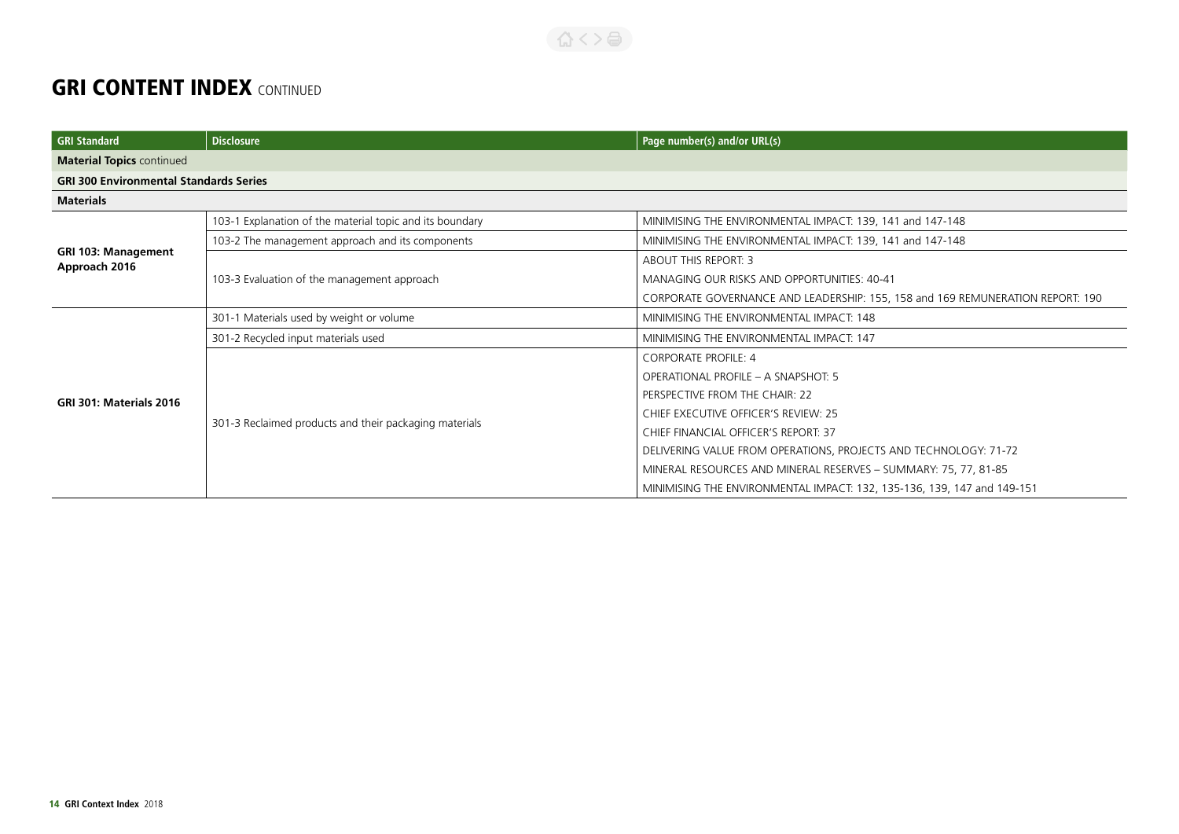# GRI CONTENT INDEX CONTINUED

| GRI Standard | Disclosure | Page number(s) and/or URL(s) |
|---|---|---|
| **Material Topics** continued | | |
| **GRI 300 Environmental Standards Series** | | |
| **Materials** | | |
| **GRI 103: Management Approach 2016** | 103-1 Explanation of the material topic and its boundary | MINIMISING THE ENVIRONMENTAL IMPACT: 139, 141 and 147-148 |
| | 103-2 The management approach and its components | MINIMISING THE ENVIRONMENTAL IMPACT: 139, 141 and 147-148 |
| | 103-3 Evaluation of the management approach | ABOUT THIS REPORT: 3<br>MANAGING OUR RISKS AND OPPORTUNITIES: 40-41<br>CORPORATE GOVERNANCE AND LEADERSHIP: 155, 158 and 169 REMUNERATION REPORT: 190 |
| **GRI 301: Materials 2016** | 301-1 Materials used by weight or volume | MINIMISING THE ENVIRONMENTAL IMPACT: 148 |
| | 301-2 Recycled input materials used | MINIMISING THE ENVIRONMENTAL IMPACT: 147 |
| | 301-3 Reclaimed products and their packaging materials | CORPORATE PROFILE: 4<br>OPERATIONAL PROFILE – A SNAPSHOT: 5<br>PERSPECTIVE FROM THE CHAIR: 22<br>CHIEF EXECUTIVE OFFICER'S REVIEW: 25<br>CHIEF FINANCIAL OFFICER'S REPORT: 37<br>DELIVERING VALUE FROM OPERATIONS, PROJECTS AND TECHNOLOGY: 71-72<br>MINERAL RESOURCES AND MINERAL RESERVES – SUMMARY: 75, 77, 81-85<br>MINIMISING THE ENVIRONMENTAL IMPACT: 132, 135-136, 139, 147 and 149-151 |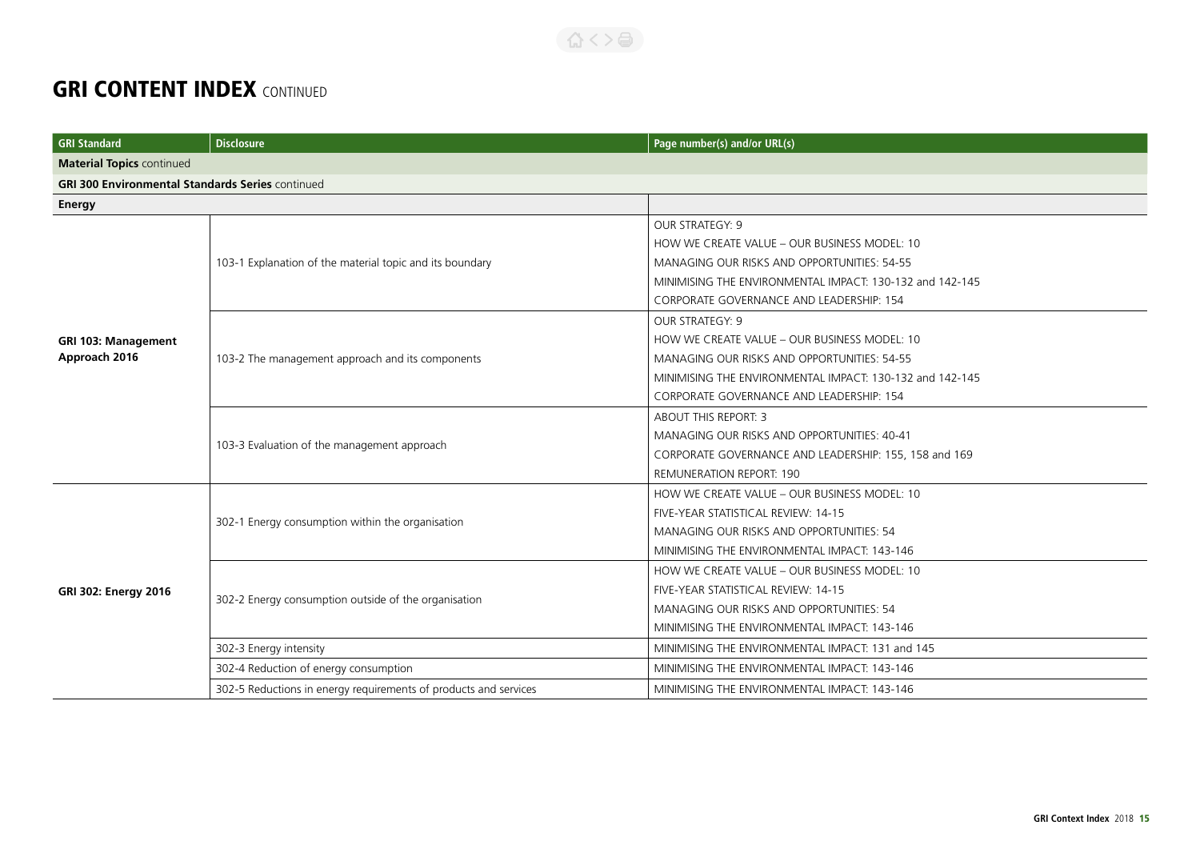# GRI CONTENT INDEX CONTINUED

| GRI Standard | Disclosure | Page number(s) and/or URL(s) |
|---|---|---|
| **Material Topics** continued | | |
| **GRI 300 Environmental Standards Series** continued | | |
| **Energy** | | |
| **GRI 103: Management Approach 2016** | 103-1 Explanation of the material topic and its boundary | OUR STRATEGY: 9<br>HOW WE CREATE VALUE – OUR BUSINESS MODEL: 10<br>MANAGING OUR RISKS AND OPPORTUNITIES: 54-55<br>MINIMISING THE ENVIRONMENTAL IMPACT: 130-132 and 142-145<br>CORPORATE GOVERNANCE AND LEADERSHIP: 154 |
| | 103-2 The management approach and its components | OUR STRATEGY: 9<br>HOW WE CREATE VALUE – OUR BUSINESS MODEL: 10<br>MANAGING OUR RISKS AND OPPORTUNITIES: 54-55<br>MINIMISING THE ENVIRONMENTAL IMPACT: 130-132 and 142-145<br>CORPORATE GOVERNANCE AND LEADERSHIP: 154 |
| | 103-3 Evaluation of the management approach | ABOUT THIS REPORT: 3<br>MANAGING OUR RISKS AND OPPORTUNITIES: 40-41<br>CORPORATE GOVERNANCE AND LEADERSHIP: 155, 158 and 169<br>REMUNERATION REPORT: 190 |
| **GRI 302: Energy 2016** | 302-1 Energy consumption within the organisation | HOW WE CREATE VALUE – OUR BUSINESS MODEL: 10<br>FIVE-YEAR STATISTICAL REVIEW: 14-15<br>MANAGING OUR RISKS AND OPPORTUNITIES: 54<br>MINIMISING THE ENVIRONMENTAL IMPACT: 143-146 |
| | 302-2 Energy consumption outside of the organisation | HOW WE CREATE VALUE – OUR BUSINESS MODEL: 10<br>FIVE-YEAR STATISTICAL REVIEW: 14-15<br>MANAGING OUR RISKS AND OPPORTUNITIES: 54<br>MINIMISING THE ENVIRONMENTAL IMPACT: 143-146 |
| | 302-3 Energy intensity | MINIMISING THE ENVIRONMENTAL IMPACT: 131 and 145 |
| | 302-4 Reduction of energy consumption | MINIMISING THE ENVIRONMENTAL IMPACT: 143-146 |
| | 302-5 Reductions in energy requirements of products and services | MINIMISING THE ENVIRONMENTAL IMPACT: 143-146 |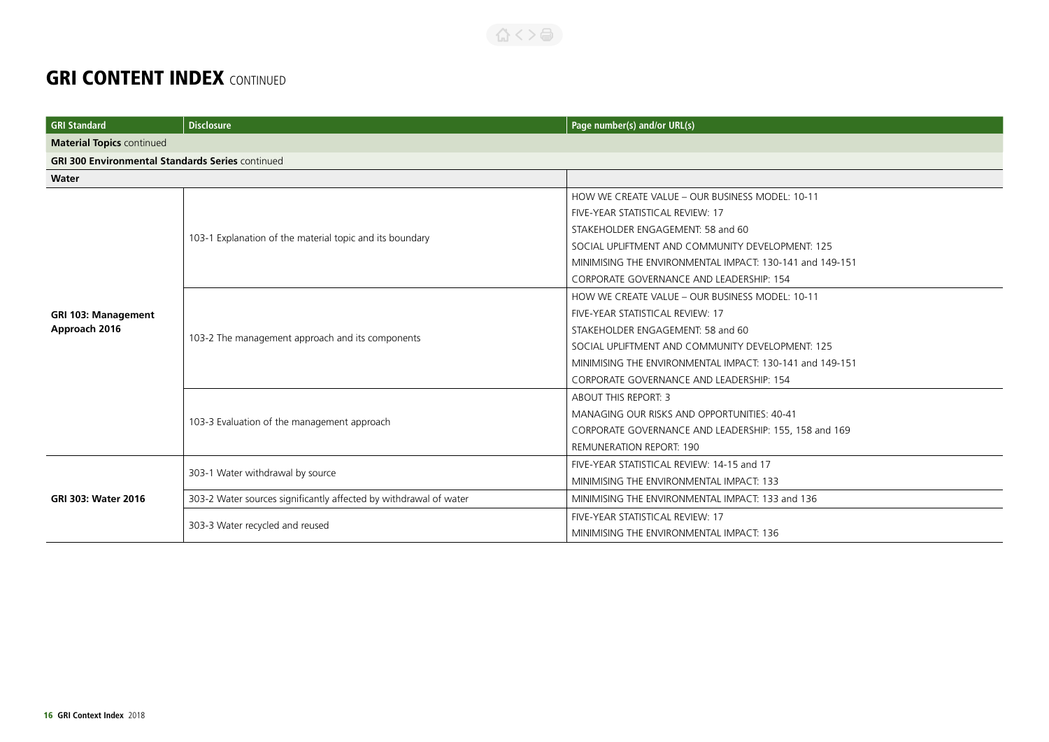# GRI CONTENT INDEX CONTINUED

| GRI Standard | Disclosure | Page number(s) and/or URL(s) |
| --- | --- | --- |
| **Material Topics** continued | | |
| **GRI 300 Environmental Standards Series** continued | | |
| **Water** | | |
| **GRI 103: Management Approach 2016** | 103-1 Explanation of the material topic and its boundary | HOW WE CREATE VALUE – OUR BUSINESS MODEL: 10-11<br>FIVE-YEAR STATISTICAL REVIEW: 17<br>STAKEHOLDER ENGAGEMENT: 58 and 60<br>SOCIAL UPLIFTMENT AND COMMUNITY DEVELOPMENT: 125<br>MINIMISING THE ENVIRONMENTAL IMPACT: 130-141 and 149-151<br>CORPORATE GOVERNANCE AND LEADERSHIP: 154 |
| | 103-2 The management approach and its components | HOW WE CREATE VALUE – OUR BUSINESS MODEL: 10-11<br>FIVE-YEAR STATISTICAL REVIEW: 17<br>STAKEHOLDER ENGAGEMENT: 58 and 60<br>SOCIAL UPLIFTMENT AND COMMUNITY DEVELOPMENT: 125<br>MINIMISING THE ENVIRONMENTAL IMPACT: 130-141 and 149-151<br>CORPORATE GOVERNANCE AND LEADERSHIP: 154 |
| | 103-3 Evaluation of the management approach | ABOUT THIS REPORT: 3<br>MANAGING OUR RISKS AND OPPORTUNITIES: 40-41<br>CORPORATE GOVERNANCE AND LEADERSHIP: 155, 158 and 169<br>REMUNERATION REPORT: 190 |
| **GRI 303: Water 2016** | 303-1 Water withdrawal by source | FIVE-YEAR STATISTICAL REVIEW: 14-15 and 17<br>MINIMISING THE ENVIRONMENTAL IMPACT: 133 |
| | 303-2 Water sources significantly affected by withdrawal of water | MINIMISING THE ENVIRONMENTAL IMPACT: 133 and 136 |
| | 303-3 Water recycled and reused | FIVE-YEAR STATISTICAL REVIEW: 17<br>MINIMISING THE ENVIRONMENTAL IMPACT: 136 |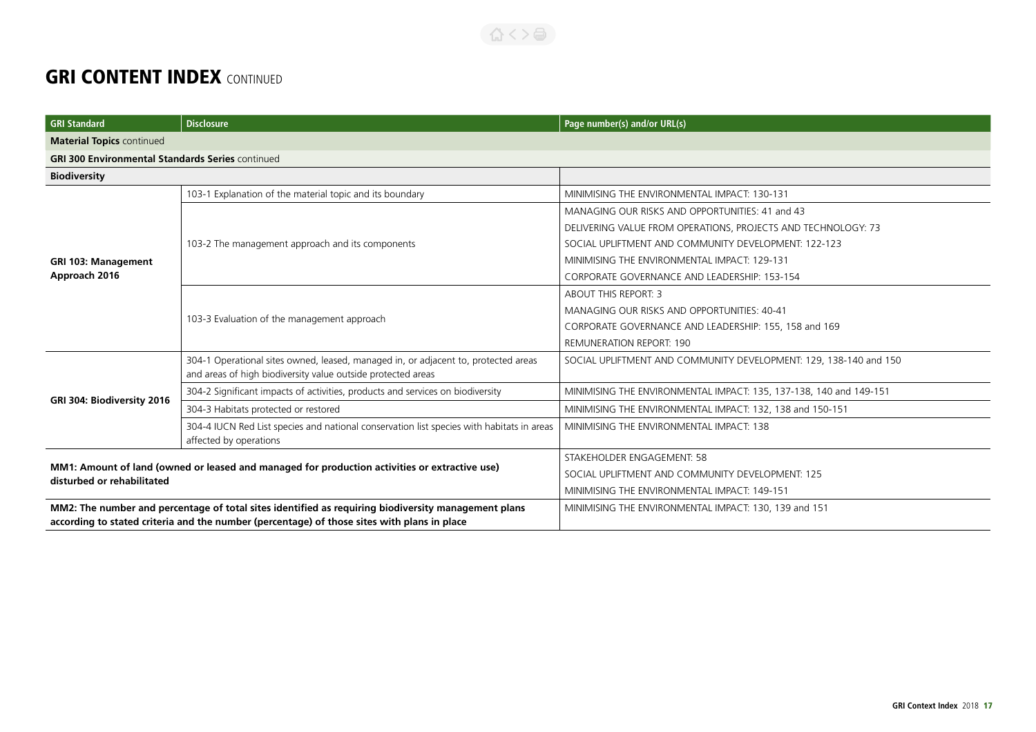# GRI CONTENT INDEX CONTINUED

| GRI Standard | Disclosure | Page number(s) and/or URL(s) |
|---|---|---|
| **Material Topics** continued | | |
| **GRI 300 Environmental Standards Series** continued | | |
| **Biodiversity** | | |
| **GRI 103: Management Approach 2016** | 103-1 Explanation of the material topic and its boundary | MINIMISING THE ENVIRONMENTAL IMPACT: 130-131 |
| | 103-2 The management approach and its components | MANAGING OUR RISKS AND OPPORTUNITIES: 41 and 43<br>DELIVERING VALUE FROM OPERATIONS, PROJECTS AND TECHNOLOGY: 73<br>SOCIAL UPLIFTMENT AND COMMUNITY DEVELOPMENT: 122-123<br>MINIMISING THE ENVIRONMENTAL IMPACT: 129-131<br>CORPORATE GOVERNANCE AND LEADERSHIP: 153-154 |
| | 103-3 Evaluation of the management approach | ABOUT THIS REPORT: 3<br>MANAGING OUR RISKS AND OPPORTUNITIES: 40-41<br>CORPORATE GOVERNANCE AND LEADERSHIP: 155, 158 and 169<br>REMUNERATION REPORT: 190 |
| **GRI 304: Biodiversity 2016** | 304-1 Operational sites owned, leased, managed in, or adjacent to, protected areas and areas of high biodiversity value outside protected areas | SOCIAL UPLIFTMENT AND COMMUNITY DEVELOPMENT: 129, 138-140 and 150 |
| | 304-2 Significant impacts of activities, products and services on biodiversity | MINIMISING THE ENVIRONMENTAL IMPACT: 135, 137-138, 140 and 149-151 |
| | 304-3 Habitats protected or restored | MINIMISING THE ENVIRONMENTAL IMPACT: 132, 138 and 150-151 |
| | 304-4 IUCN Red List species and national conservation list species with habitats in areas affected by operations | MINIMISING THE ENVIRONMENTAL IMPACT: 138 |
| **MM1: Amount of land (owned or leased and managed for production activities or extractive use) disturbed or rehabilitated** | | STAKEHOLDER ENGAGEMENT: 58<br>SOCIAL UPLIFTMENT AND COMMUNITY DEVELOPMENT: 125<br>MINIMISING THE ENVIRONMENTAL IMPACT: 149-151 |
| **MM2: The number and percentage of total sites identified as requiring biodiversity management plans according to stated criteria and the number (percentage) of those sites with plans in place** | | MINIMISING THE ENVIRONMENTAL IMPACT: 130, 139 and 151 |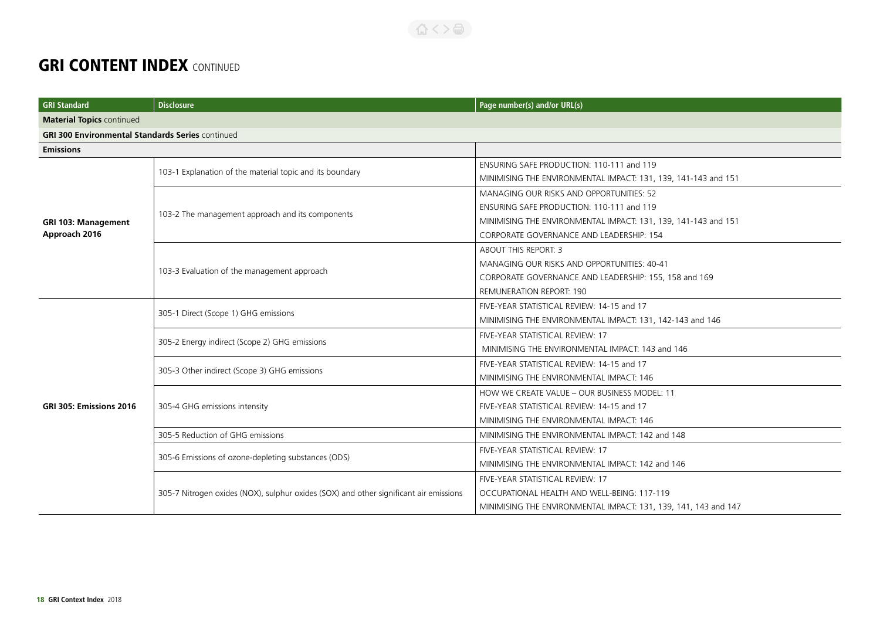# GRI CONTENT INDEX CONTINUED

| GRI Standard | Disclosure | Page number(s) and/or URL(s) |
|---|---|---|
| **Material Topics** continued | | |
| **GRI 300 Environmental Standards Series** continued | | |
| **Emissions** | | |
| **GRI 103: Management Approach 2016** | 103-1 Explanation of the material topic and its boundary | ENSURING SAFE PRODUCTION: 110-111 and 119<br>MINIMISING THE ENVIRONMENTAL IMPACT: 131, 139, 141-143 and 151 |
| | 103-2 The management approach and its components | MANAGING OUR RISKS AND OPPORTUNITIES: 52<br>ENSURING SAFE PRODUCTION: 110-111 and 119<br>MINIMISING THE ENVIRONMENTAL IMPACT: 131, 139, 141-143 and 151<br>CORPORATE GOVERNANCE AND LEADERSHIP: 154 |
| | 103-3 Evaluation of the management approach | ABOUT THIS REPORT: 3<br>MANAGING OUR RISKS AND OPPORTUNITIES: 40-41<br>CORPORATE GOVERNANCE AND LEADERSHIP: 155, 158 and 169<br>REMUNERATION REPORT: 190 |
| **GRI 305: Emissions 2016** | 305-1 Direct (Scope 1) GHG emissions | FIVE-YEAR STATISTICAL REVIEW: 14-15 and 17<br>MINIMISING THE ENVIRONMENTAL IMPACT: 131, 142-143 and 146 |
| | 305-2 Energy indirect (Scope 2) GHG emissions | FIVE-YEAR STATISTICAL REVIEW: 17<br>MINIMISING THE ENVIRONMENTAL IMPACT: 143 and 146 |
| | 305-3 Other indirect (Scope 3) GHG emissions | FIVE-YEAR STATISTICAL REVIEW: 14-15 and 17<br>MINIMISING THE ENVIRONMENTAL IMPACT: 146 |
| | 305-4 GHG emissions intensity | HOW WE CREATE VALUE – OUR BUSINESS MODEL: 11<br>FIVE-YEAR STATISTICAL REVIEW: 14-15 and 17<br>MINIMISING THE ENVIRONMENTAL IMPACT: 146 |
| | 305-5 Reduction of GHG emissions | MINIMISING THE ENVIRONMENTAL IMPACT: 142 and 148 |
| | 305-6 Emissions of ozone-depleting substances (ODS) | FIVE-YEAR STATISTICAL REVIEW: 17<br>MINIMISING THE ENVIRONMENTAL IMPACT: 142 and 146 |
| | 305-7 Nitrogen oxides (NOX), sulphur oxides (SOX) and other significant air emissions | FIVE-YEAR STATISTICAL REVIEW: 17<br>OCCUPATIONAL HEALTH AND WELL-BEING: 117-119<br>MINIMISING THE ENVIRONMENTAL IMPACT: 131, 139, 141, 143 and 147 |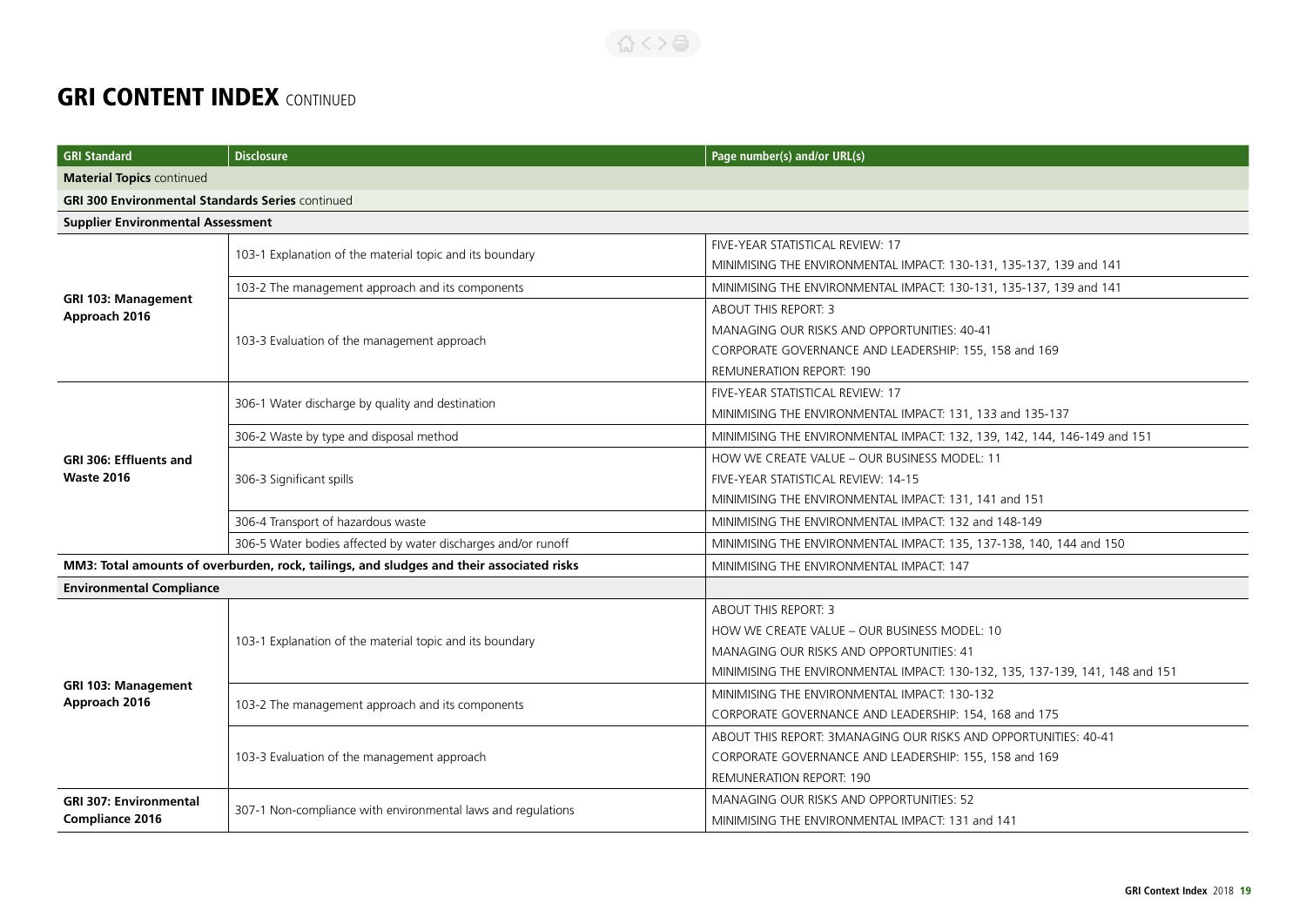# GRI CONTENT INDEX CONTINUED

| GRI Standard | Disclosure | Page number(s) and/or URL(s) |
|---|---|---|
| **Material Topics** continued | | |
| **GRI 300 Environmental Standards Series** continued | | |
| **Supplier Environmental Assessment** | | |
| **GRI 103: Management Approach 2016** | 103-1 Explanation of the material topic and its boundary | FIVE-YEAR STATISTICAL REVIEW: 17<br>MINIMISING THE ENVIRONMENTAL IMPACT: 130-131, 135-137, 139 and 141 |
| | 103-2 The management approach and its components | MINIMISING THE ENVIRONMENTAL IMPACT: 130-131, 135-137, 139 and 141 |
| | 103-3 Evaluation of the management approach | ABOUT THIS REPORT: 3<br>MANAGING OUR RISKS AND OPPORTUNITIES: 40-41<br>CORPORATE GOVERNANCE AND LEADERSHIP: 155, 158 and 169<br>REMUNERATION REPORT: 190 |
| **GRI 306: Effluents and Waste 2016** | 306-1 Water discharge by quality and destination | FIVE-YEAR STATISTICAL REVIEW: 17<br>MINIMISING THE ENVIRONMENTAL IMPACT: 131, 133 and 135-137 |
| | 306-2 Waste by type and disposal method | MINIMISING THE ENVIRONMENTAL IMPACT: 132, 139, 142, 144, 146-149 and 151 |
| | 306-3 Significant spills | HOW WE CREATE VALUE – OUR BUSINESS MODEL: 11<br>FIVE-YEAR STATISTICAL REVIEW: 14-15<br>MINIMISING THE ENVIRONMENTAL IMPACT: 131, 141 and 151 |
| | 306-4 Transport of hazardous waste | MINIMISING THE ENVIRONMENTAL IMPACT: 132 and 148-149 |
| | 306-5 Water bodies affected by water discharges and/or runoff | MINIMISING THE ENVIRONMENTAL IMPACT: 135, 137-138, 140, 144 and 150 |
| **MM3: Total amounts of overburden, rock, tailings, and sludges and their associated risks** | | MINIMISING THE ENVIRONMENTAL IMPACT: 147 |
| **Environmental Compliance** | | |
| **GRI 103: Management Approach 2016** | 103-1 Explanation of the material topic and its boundary | ABOUT THIS REPORT: 3<br>HOW WE CREATE VALUE – OUR BUSINESS MODEL: 10<br>MANAGING OUR RISKS AND OPPORTUNITIES: 41<br>MINIMISING THE ENVIRONMENTAL IMPACT: 130-132, 135, 137-139, 141, 148 and 151 |
| | 103-2 The management approach and its components | MINIMISING THE ENVIRONMENTAL IMPACT: 130-132<br>CORPORATE GOVERNANCE AND LEADERSHIP: 154, 168 and 175 |
| | 103-3 Evaluation of the management approach | ABOUT THIS REPORT: 3MANAGING OUR RISKS AND OPPORTUNITIES: 40-41<br>CORPORATE GOVERNANCE AND LEADERSHIP: 155, 158 and 169<br>REMUNERATION REPORT: 190 |
| **GRI 307: Environmental Compliance 2016** | 307-1 Non-compliance with environmental laws and regulations | MANAGING OUR RISKS AND OPPORTUNITIES: 52<br>MINIMISING THE ENVIRONMENTAL IMPACT: 131 and 141 |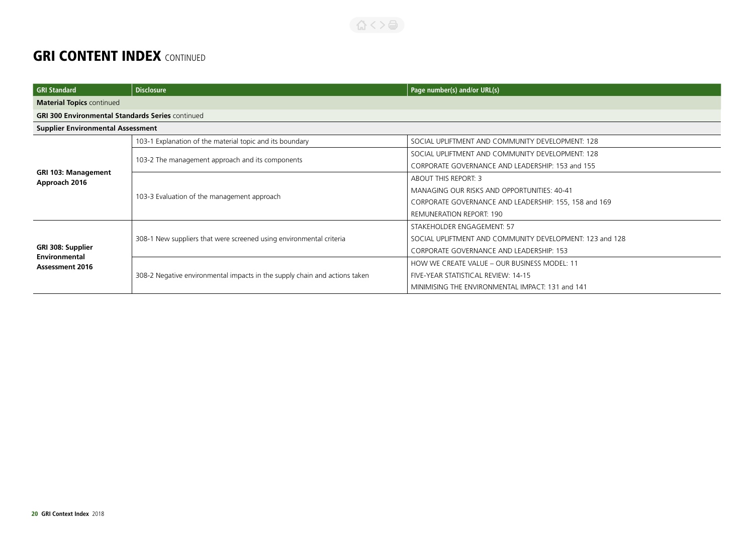# GRI CONTENT INDEX CONTINUED

| GRI Standard | Disclosure | Page number(s) and/or URL(s) |
| --- | --- | --- |
| **Material Topics** continued | | |
| **GRI 300 Environmental Standards Series** continued | | |
| **Supplier Environmental Assessment** | | |
| **GRI 103: Management Approach 2016** | 103-1 Explanation of the material topic and its boundary | SOCIAL UPLIFTMENT AND COMMUNITY DEVELOPMENT: 128 |
| | 103-2 The management approach and its components | SOCIAL UPLIFTMENT AND COMMUNITY DEVELOPMENT: 128<br>CORPORATE GOVERNANCE AND LEADERSHIP: 153 and 155 |
| | 103-3 Evaluation of the management approach | ABOUT THIS REPORT: 3<br>MANAGING OUR RISKS AND OPPORTUNITIES: 40-41<br>CORPORATE GOVERNANCE AND LEADERSHIP: 155, 158 and 169<br>REMUNERATION REPORT: 190 |
| **GRI 308: Supplier Environmental Assessment 2016** | 308-1 New suppliers that were screened using environmental criteria | STAKEHOLDER ENGAGEMENT: 57<br>SOCIAL UPLIFTMENT AND COMMUNITY DEVELOPMENT: 123 and 128<br>CORPORATE GOVERNANCE AND LEADERSHIP: 153 |
| | 308-2 Negative environmental impacts in the supply chain and actions taken | HOW WE CREATE VALUE – OUR BUSINESS MODEL: 11<br>FIVE-YEAR STATISTICAL REVIEW: 14-15<br>MINIMISING THE ENVIRONMENTAL IMPACT: 131 and 141 |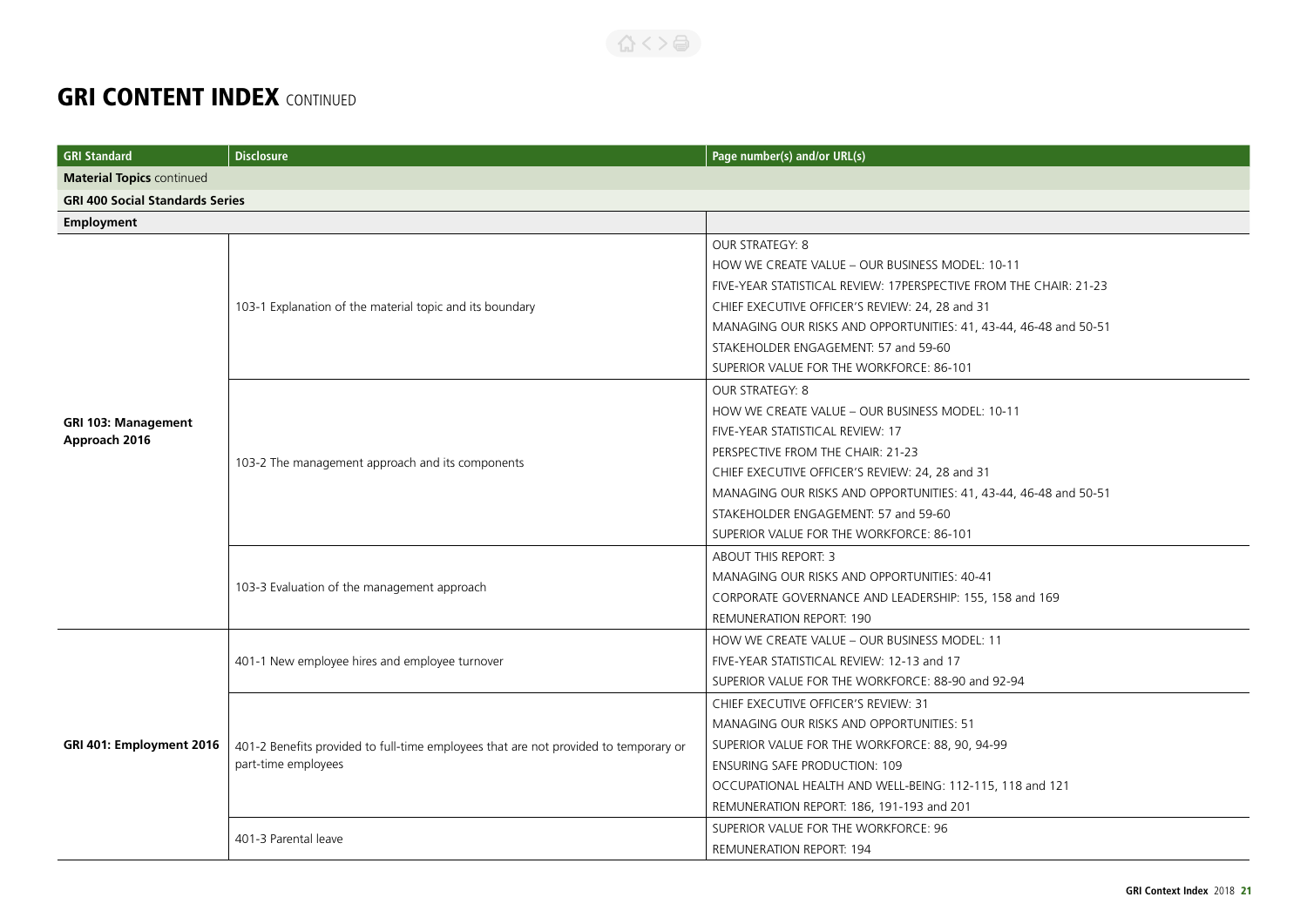# GRI CONTENT INDEX CONTINUED

| GRI Standard | Disclosure | Page number(s) and/or URL(s) |
|---|---|---|
| **Material Topics** continued | | |
| **GRI 400 Social Standards Series** | | |
| **Employment** | | |
| **GRI 103: Management Approach 2016** | 103-1 Explanation of the material topic and its boundary | OUR STRATEGY: 8<br>HOW WE CREATE VALUE – OUR BUSINESS MODEL: 10-11<br>FIVE-YEAR STATISTICAL REVIEW: 17PERSPECTIVE FROM THE CHAIR: 21-23<br>CHIEF EXECUTIVE OFFICER'S REVIEW: 24, 28 and 31<br>MANAGING OUR RISKS AND OPPORTUNITIES: 41, 43-44, 46-48 and 50-51<br>STAKEHOLDER ENGAGEMENT: 57 and 59-60<br>SUPERIOR VALUE FOR THE WORKFORCE: 86-101 |
| | 103-2 The management approach and its components | OUR STRATEGY: 8<br>HOW WE CREATE VALUE – OUR BUSINESS MODEL: 10-11<br>FIVE-YEAR STATISTICAL REVIEW: 17<br>PERSPECTIVE FROM THE CHAIR: 21-23<br>CHIEF EXECUTIVE OFFICER'S REVIEW: 24, 28 and 31<br>MANAGING OUR RISKS AND OPPORTUNITIES: 41, 43-44, 46-48 and 50-51<br>STAKEHOLDER ENGAGEMENT: 57 and 59-60<br>SUPERIOR VALUE FOR THE WORKFORCE: 86-101 |
| | 103-3 Evaluation of the management approach | ABOUT THIS REPORT: 3<br>MANAGING OUR RISKS AND OPPORTUNITIES: 40-41<br>CORPORATE GOVERNANCE AND LEADERSHIP: 155, 158 and 169<br>REMUNERATION REPORT: 190 |
| **GRI 401: Employment 2016** | 401-1 New employee hires and employee turnover | HOW WE CREATE VALUE – OUR BUSINESS MODEL: 11<br>FIVE-YEAR STATISTICAL REVIEW: 12-13 and 17<br>SUPERIOR VALUE FOR THE WORKFORCE: 88-90 and 92-94 |
| | 401-2 Benefits provided to full-time employees that are not provided to temporary or part-time employees | CHIEF EXECUTIVE OFFICER'S REVIEW: 31<br>MANAGING OUR RISKS AND OPPORTUNITIES: 51<br>SUPERIOR VALUE FOR THE WORKFORCE: 88, 90, 94-99<br>ENSURING SAFE PRODUCTION: 109<br>OCCUPATIONAL HEALTH AND WELL-BEING: 112-115, 118 and 121<br>REMUNERATION REPORT: 186, 191-193 and 201 |
| | 401-3 Parental leave | SUPERIOR VALUE FOR THE WORKFORCE: 96<br>REMUNERATION REPORT: 194 |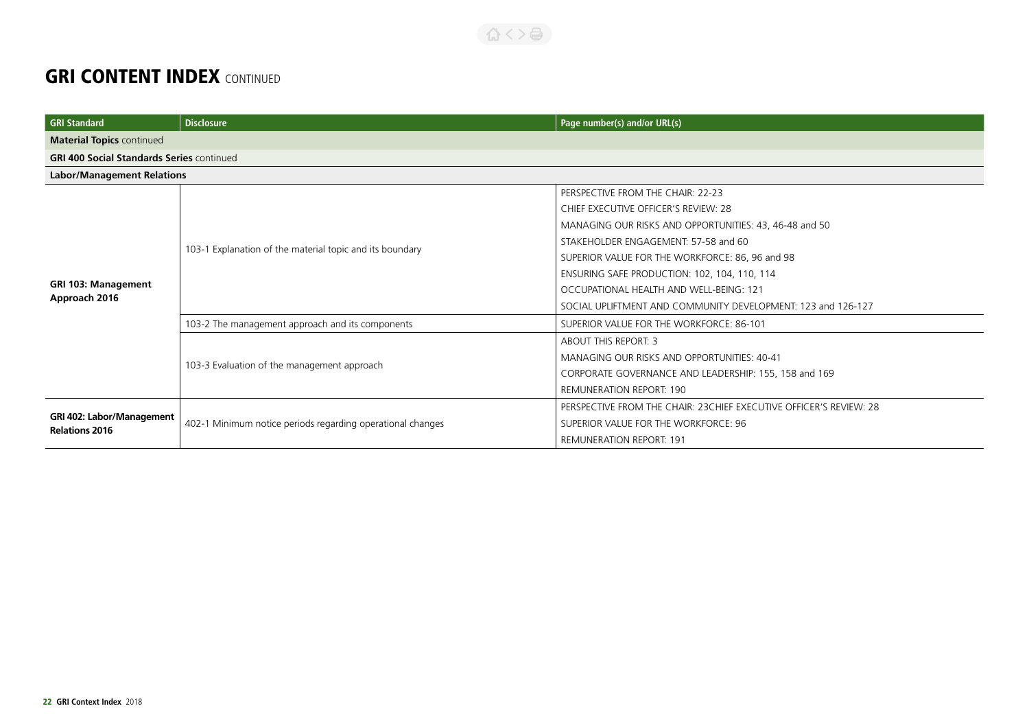# GRI CONTENT INDEX CONTINUED

| GRI Standard | Disclosure | Page number(s) and/or URL(s) |
|---|---|---|
| **Material Topics** continued | | |
| **GRI 400 Social Standards Series** continued | | |
| **Labor/Management Relations** | | |
| **GRI 103: Management Approach 2016** | 103-1 Explanation of the material topic and its boundary | PERSPECTIVE FROM THE CHAIR: 22-23<br>CHIEF EXECUTIVE OFFICER'S REVIEW: 28<br>MANAGING OUR RISKS AND OPPORTUNITIES: 43, 46-48 and 50<br>STAKEHOLDER ENGAGEMENT: 57-58 and 60<br>SUPERIOR VALUE FOR THE WORKFORCE: 86, 96 and 98<br>ENSURING SAFE PRODUCTION: 102, 104, 110, 114<br>OCCUPATIONAL HEALTH AND WELL-BEING: 121<br>SOCIAL UPLIFTMENT AND COMMUNITY DEVELOPMENT: 123 and 126-127 |
| | 103-2 The management approach and its components | SUPERIOR VALUE FOR THE WORKFORCE: 86-101 |
| | 103-3 Evaluation of the management approach | ABOUT THIS REPORT: 3<br>MANAGING OUR RISKS AND OPPORTUNITIES: 40-41<br>CORPORATE GOVERNANCE AND LEADERSHIP: 155, 158 and 169<br>REMUNERATION REPORT: 190 |
| **GRI 402: Labor/Management Relations 2016** | 402-1 Minimum notice periods regarding operational changes | PERSPECTIVE FROM THE CHAIR: 23CHIEF EXECUTIVE OFFICER'S REVIEW: 28<br>SUPERIOR VALUE FOR THE WORKFORCE: 96<br>REMUNERATION REPORT: 191 |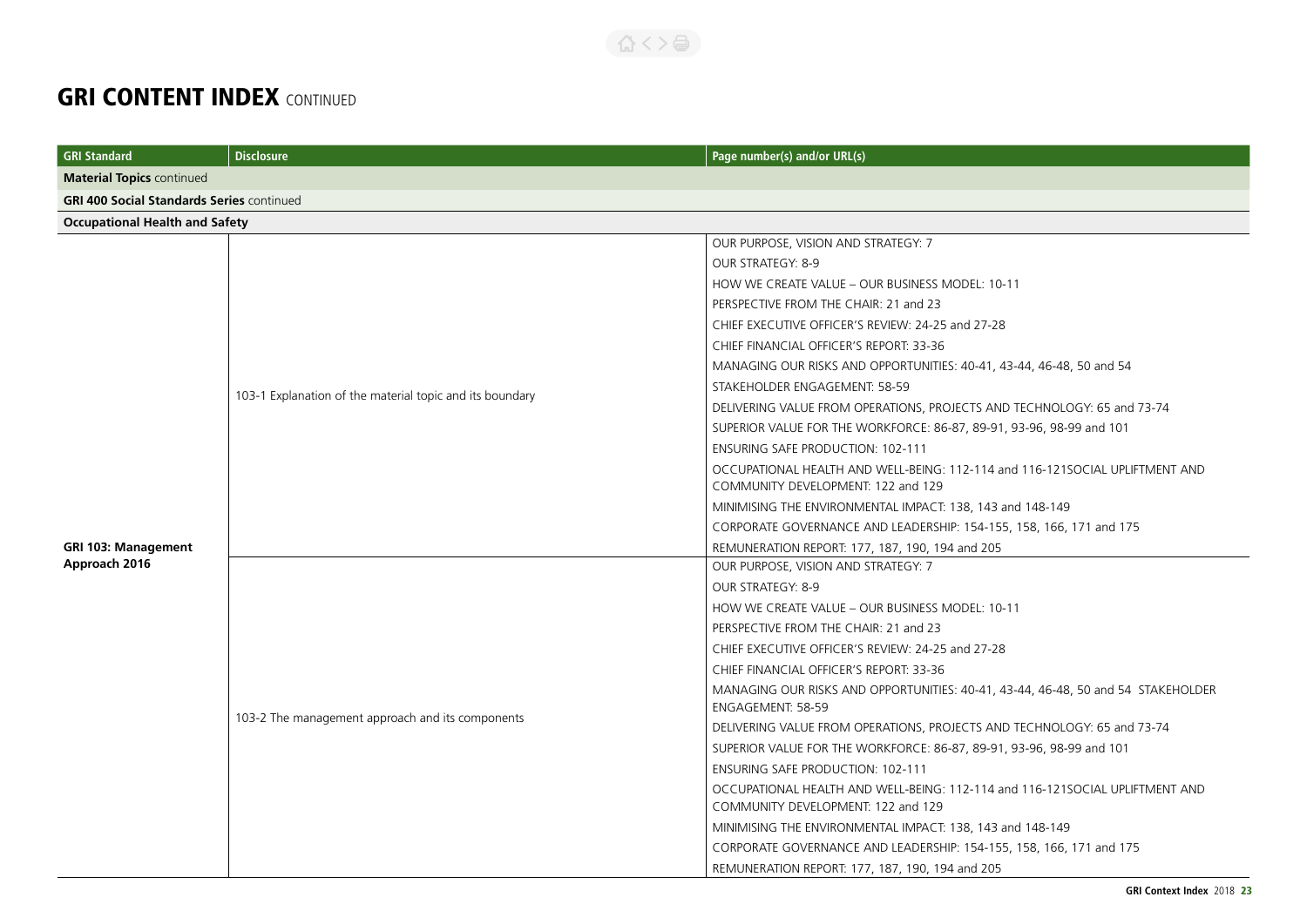## GRI CONTENT INDEX CONTINUED

| GRI Standard | Disclosure | Page number(s) and/or URL(s) |
|---|---|---|
| **Material Topics** continued | | |
| **GRI 400 Social Standards Series** continued | | |
| **Occupational Health and Safety** | | |
| **GRI 103: Management Approach 2016** | 103-1 Explanation of the material topic and its boundary | OUR PURPOSE, VISION AND STRATEGY: 7<br>OUR STRATEGY: 8-9<br>HOW WE CREATE VALUE – OUR BUSINESS MODEL: 10-11<br>PERSPECTIVE FROM THE CHAIR: 21 and 23<br>CHIEF EXECUTIVE OFFICER'S REVIEW: 24-25 and 27-28<br>CHIEF FINANCIAL OFFICER'S REPORT: 33-36<br>MANAGING OUR RISKS AND OPPORTUNITIES: 40-41, 43-44, 46-48, 50 and 54<br>STAKEHOLDER ENGAGEMENT: 58-59<br>DELIVERING VALUE FROM OPERATIONS, PROJECTS AND TECHNOLOGY: 65 and 73-74<br>SUPERIOR VALUE FOR THE WORKFORCE: 86-87, 89-91, 93-96, 98-99 and 101<br>ENSURING SAFE PRODUCTION: 102-111<br>OCCUPATIONAL HEALTH AND WELL-BEING: 112-114 and 116-121SOCIAL UPLIFTMENT AND COMMUNITY DEVELOPMENT: 122 and 129<br>MINIMISING THE ENVIRONMENTAL IMPACT: 138, 143 and 148-149<br>CORPORATE GOVERNANCE AND LEADERSHIP: 154-155, 158, 166, 171 and 175<br>REMUNERATION REPORT: 177, 187, 190, 194 and 205 |
| | 103-2 The management approach and its components | OUR PURPOSE, VISION AND STRATEGY: 7<br>OUR STRATEGY: 8-9<br>HOW WE CREATE VALUE – OUR BUSINESS MODEL: 10-11<br>PERSPECTIVE FROM THE CHAIR: 21 and 23<br>CHIEF EXECUTIVE OFFICER'S REVIEW: 24-25 and 27-28<br>CHIEF FINANCIAL OFFICER'S REPORT: 33-36<br>MANAGING OUR RISKS AND OPPORTUNITIES: 40-41, 43-44, 46-48, 50 and 54 STAKEHOLDER ENGAGEMENT: 58-59<br>DELIVERING VALUE FROM OPERATIONS, PROJECTS AND TECHNOLOGY: 65 and 73-74<br>SUPERIOR VALUE FOR THE WORKFORCE: 86-87, 89-91, 93-96, 98-99 and 101<br>ENSURING SAFE PRODUCTION: 102-111<br>OCCUPATIONAL HEALTH AND WELL-BEING: 112-114 and 116-121SOCIAL UPLIFTMENT AND COMMUNITY DEVELOPMENT: 122 and 129<br>MINIMISING THE ENVIRONMENTAL IMPACT: 138, 143 and 148-149<br>CORPORATE GOVERNANCE AND LEADERSHIP: 154-155, 158, 166, 171 and 175<br>REMUNERATION REPORT: 177, 187, 190, 194 and 205 |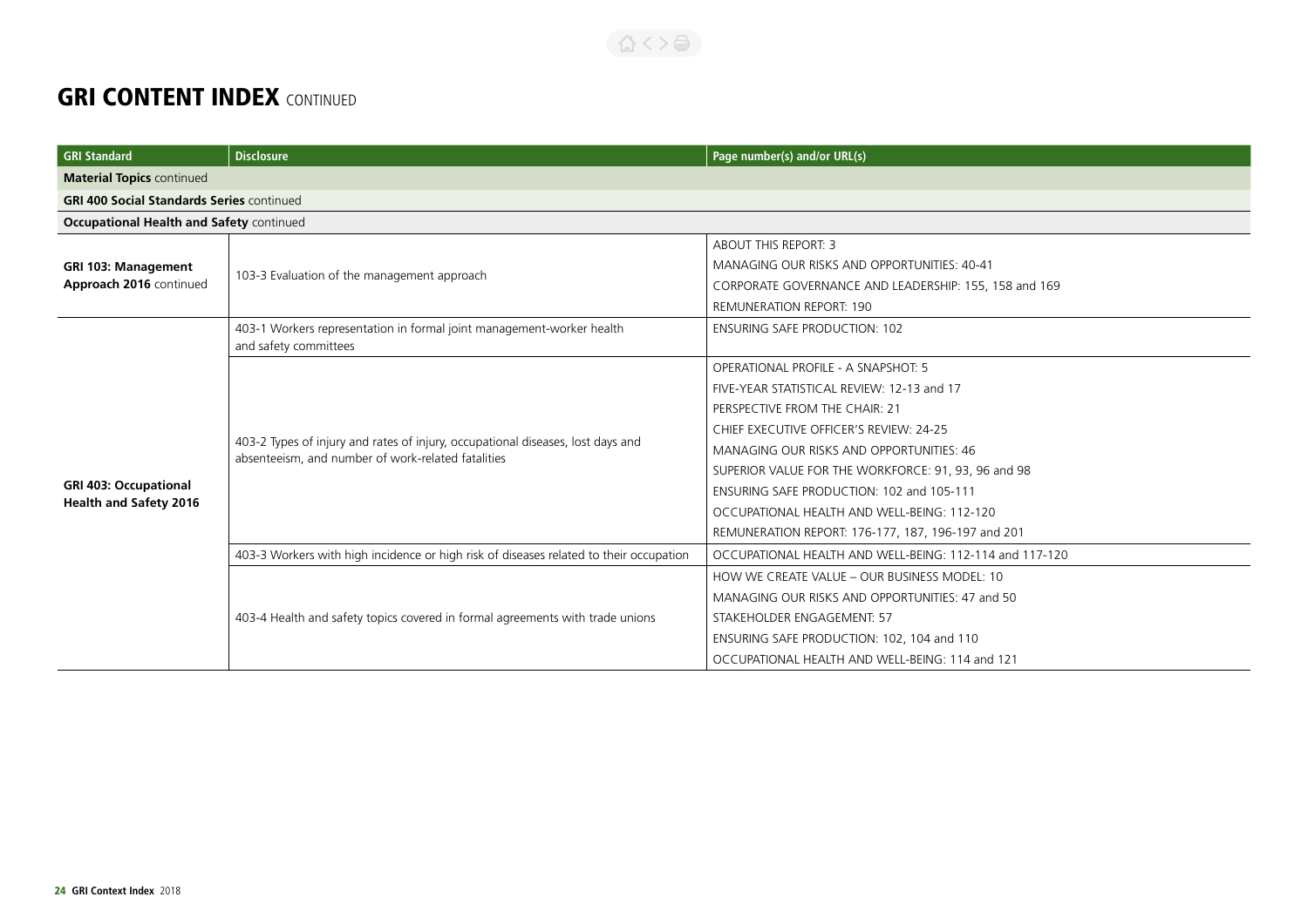# GRI CONTENT INDEX CONTINUED

| GRI Standard | Disclosure | Page number(s) and/or URL(s) |
|---|---|---|
| **Material Topics** continued | | |
| **GRI 400 Social Standards Series** continued | | |
| **Occupational Health and Safety** continued | | |
| **GRI 103: Management Approach 2016** continued | 103-3 Evaluation of the management approach | ABOUT THIS REPORT: 3<br>MANAGING OUR RISKS AND OPPORTUNITIES: 40-41<br>CORPORATE GOVERNANCE AND LEADERSHIP: 155, 158 and 169<br>REMUNERATION REPORT: 190 |
| **GRI 403: Occupational Health and Safety 2016** | 403-1 Workers representation in formal joint management-worker health and safety committees | ENSURING SAFE PRODUCTION: 102 |
| | 403-2 Types of injury and rates of injury, occupational diseases, lost days and absenteeism, and number of work-related fatalities | OPERATIONAL PROFILE - A SNAPSHOT: 5<br>FIVE-YEAR STATISTICAL REVIEW: 12-13 and 17<br>PERSPECTIVE FROM THE CHAIR: 21<br>CHIEF EXECUTIVE OFFICER'S REVIEW: 24-25<br>MANAGING OUR RISKS AND OPPORTUNITIES: 46<br>SUPERIOR VALUE FOR THE WORKFORCE: 91, 93, 96 and 98<br>ENSURING SAFE PRODUCTION: 102 and 105-111<br>OCCUPATIONAL HEALTH AND WELL-BEING: 112-120<br>REMUNERATION REPORT: 176-177, 187, 196-197 and 201 |
| | 403-3 Workers with high incidence or high risk of diseases related to their occupation | OCCUPATIONAL HEALTH AND WELL-BEING: 112-114 and 117-120 |
| | 403-4 Health and safety topics covered in formal agreements with trade unions | HOW WE CREATE VALUE – OUR BUSINESS MODEL: 10<br>MANAGING OUR RISKS AND OPPORTUNITIES: 47 and 50<br>STAKEHOLDER ENGAGEMENT: 57<br>ENSURING SAFE PRODUCTION: 102, 104 and 110<br>OCCUPATIONAL HEALTH AND WELL-BEING: 114 and 121 |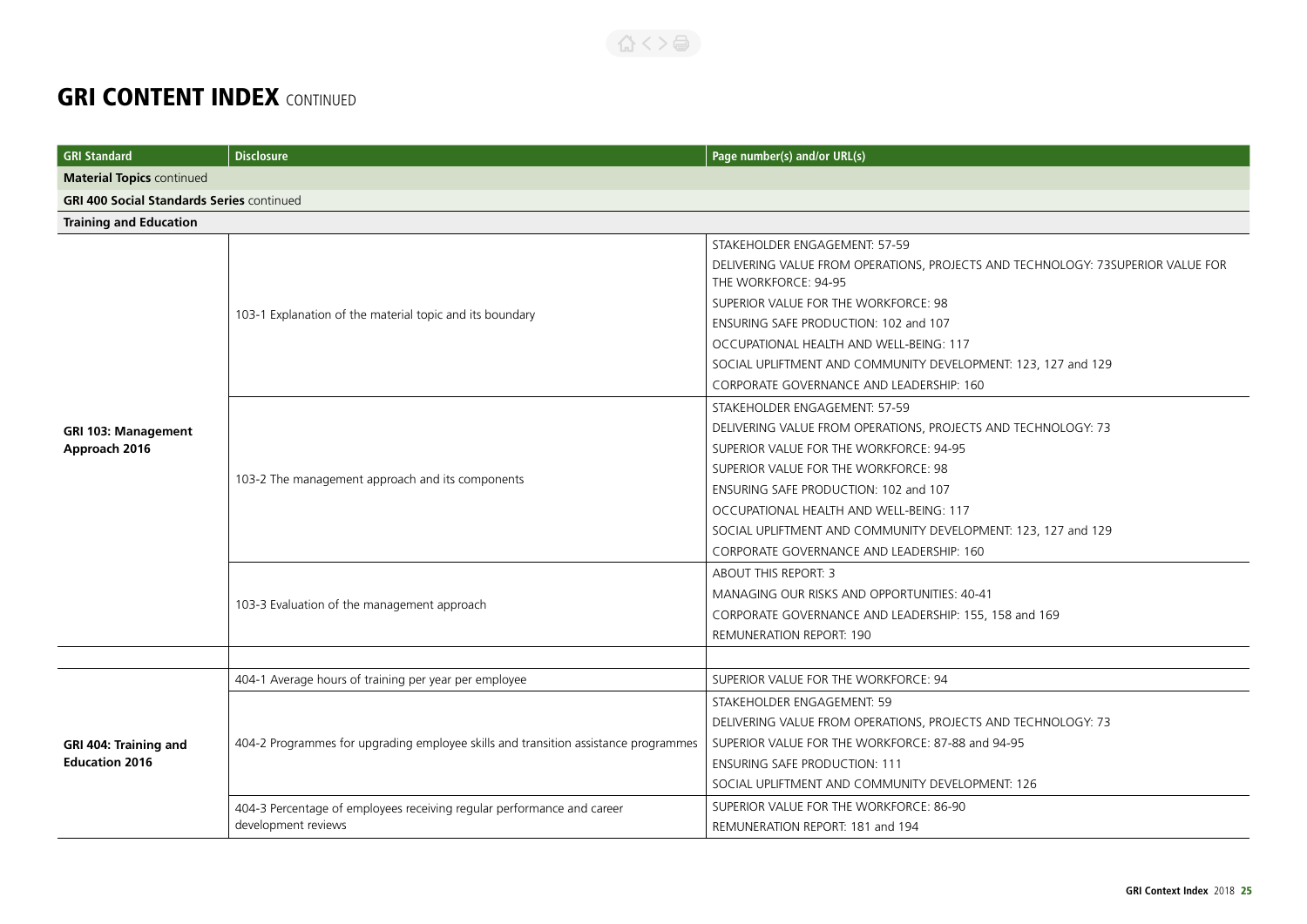# GRI CONTENT INDEX CONTINUED

| GRI Standard | Disclosure | Page number(s) and/or URL(s) |
|---|---|---|
| **Material Topics** continued | | |
| **GRI 400 Social Standards Series** continued | | |
| **Training and Education** | | |
| **GRI 103: Management Approach 2016** | 103-1 Explanation of the material topic and its boundary | STAKEHOLDER ENGAGEMENT: 57-59<br>DELIVERING VALUE FROM OPERATIONS, PROJECTS AND TECHNOLOGY: 73SUPERIOR VALUE FOR THE WORKFORCE: 94-95<br>SUPERIOR VALUE FOR THE WORKFORCE: 98<br>ENSURING SAFE PRODUCTION: 102 and 107<br>OCCUPATIONAL HEALTH AND WELL-BEING: 117<br>SOCIAL UPLIFTMENT AND COMMUNITY DEVELOPMENT: 123, 127 and 129<br>CORPORATE GOVERNANCE AND LEADERSHIP: 160 |
| | 103-2 The management approach and its components | STAKEHOLDER ENGAGEMENT: 57-59<br>DELIVERING VALUE FROM OPERATIONS, PROJECTS AND TECHNOLOGY: 73<br>SUPERIOR VALUE FOR THE WORKFORCE: 94-95<br>SUPERIOR VALUE FOR THE WORKFORCE: 98<br>ENSURING SAFE PRODUCTION: 102 and 107<br>OCCUPATIONAL HEALTH AND WELL-BEING: 117<br>SOCIAL UPLIFTMENT AND COMMUNITY DEVELOPMENT: 123, 127 and 129<br>CORPORATE GOVERNANCE AND LEADERSHIP: 160 |
| | 103-3 Evaluation of the management approach | ABOUT THIS REPORT: 3<br>MANAGING OUR RISKS AND OPPORTUNITIES: 40-41<br>CORPORATE GOVERNANCE AND LEADERSHIP: 155, 158 and 169<br>REMUNERATION REPORT: 190 |
| | | |
| **GRI 404: Training and Education 2016** | 404-1 Average hours of training per year per employee | SUPERIOR VALUE FOR THE WORKFORCE: 94 |
| | 404-2 Programmes for upgrading employee skills and transition assistance programmes | STAKEHOLDER ENGAGEMENT: 59<br>DELIVERING VALUE FROM OPERATIONS, PROJECTS AND TECHNOLOGY: 73<br>SUPERIOR VALUE FOR THE WORKFORCE: 87-88 and 94-95<br>ENSURING SAFE PRODUCTION: 111<br>SOCIAL UPLIFTMENT AND COMMUNITY DEVELOPMENT: 126 |
| | 404-3 Percentage of employees receiving regular performance and career development reviews | SUPERIOR VALUE FOR THE WORKFORCE: 86-90<br>REMUNERATION REPORT: 181 and 194 |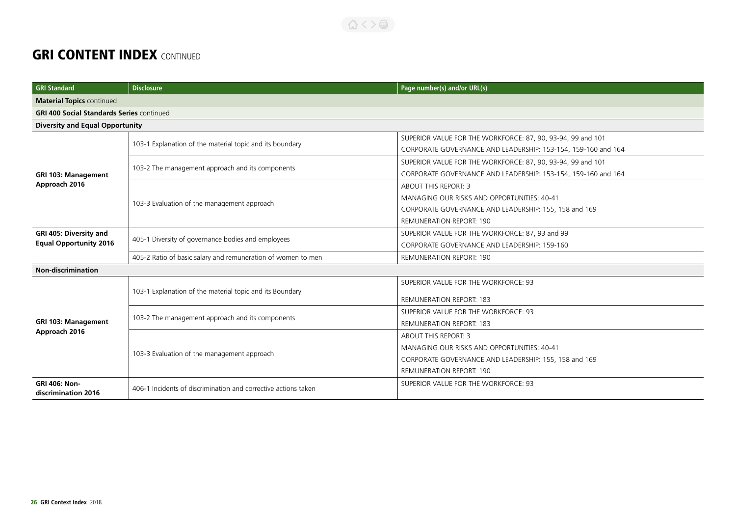# GRI CONTENT INDEX CONTINUED

| GRI Standard | Disclosure | Page number(s) and/or URL(s) |
|---|---|---|
| **Material Topics** continued | | |
| **GRI 400 Social Standards Series** continued | | |
| **Diversity and Equal Opportunity** | | |
| **GRI 103: Management Approach 2016** | 103-1 Explanation of the material topic and its boundary | SUPERIOR VALUE FOR THE WORKFORCE: 87, 90, 93-94, 99 and 101<br>CORPORATE GOVERNANCE AND LEADERSHIP: 153-154, 159-160 and 164 |
| | 103-2 The management approach and its components | SUPERIOR VALUE FOR THE WORKFORCE: 87, 90, 93-94, 99 and 101<br>CORPORATE GOVERNANCE AND LEADERSHIP: 153-154, 159-160 and 164 |
| | 103-3 Evaluation of the management approach | ABOUT THIS REPORT: 3<br>MANAGING OUR RISKS AND OPPORTUNITIES: 40-41<br>CORPORATE GOVERNANCE AND LEADERSHIP: 155, 158 and 169<br>REMUNERATION REPORT: 190 |
| **GRI 405: Diversity and Equal Opportunity 2016** | 405-1 Diversity of governance bodies and employees | SUPERIOR VALUE FOR THE WORKFORCE: 87, 93 and 99<br>CORPORATE GOVERNANCE AND LEADERSHIP: 159-160 |
| | 405-2 Ratio of basic salary and remuneration of women to men | REMUNERATION REPORT: 190 |
| **Non-discrimination** | | |
| **GRI 103: Management Approach 2016** | 103-1 Explanation of the material topic and its Boundary | SUPERIOR VALUE FOR THE WORKFORCE: 93<br>REMUNERATION REPORT: 183 |
| | 103-2 The management approach and its components | SUPERIOR VALUE FOR THE WORKFORCE: 93<br>REMUNERATION REPORT: 183 |
| | 103-3 Evaluation of the management approach | ABOUT THIS REPORT: 3<br>MANAGING OUR RISKS AND OPPORTUNITIES: 40-41<br>CORPORATE GOVERNANCE AND LEADERSHIP: 155, 158 and 169<br>REMUNERATION REPORT: 190 |
| **GRI 406: Non-discrimination 2016** | 406-1 Incidents of discrimination and corrective actions taken | SUPERIOR VALUE FOR THE WORKFORCE: 93 |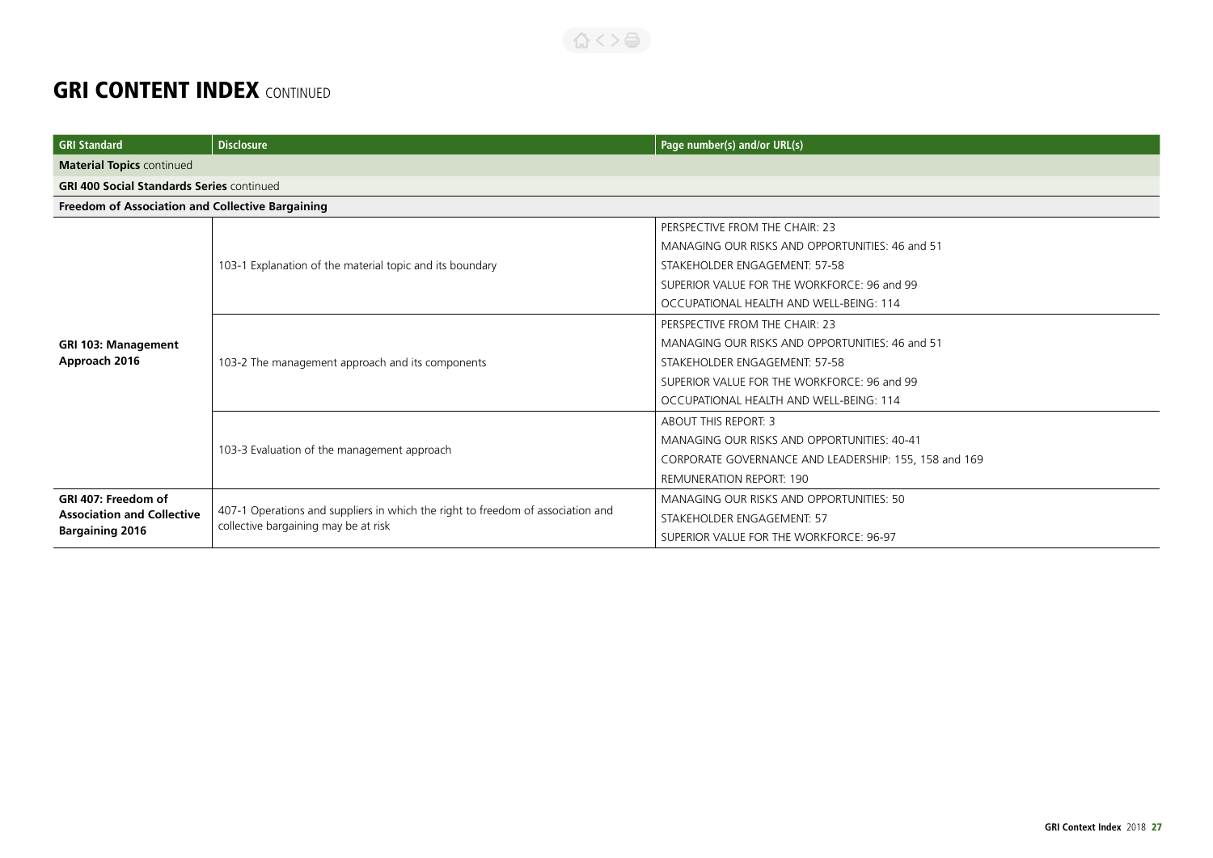# GRI CONTENT INDEX CONTINUED

| GRI Standard | Disclosure | Page number(s) and/or URL(s) |
|---|---|---|
| **Material Topics** continued | | |
| **GRI 400 Social Standards Series** continued | | |
| **Freedom of Association and Collective Bargaining** | | |
| **GRI 103: Management Approach 2016** | 103-1 Explanation of the material topic and its boundary | PERSPECTIVE FROM THE CHAIR: 23<br>MANAGING OUR RISKS AND OPPORTUNITIES: 46 and 51<br>STAKEHOLDER ENGAGEMENT: 57-58<br>SUPERIOR VALUE FOR THE WORKFORCE: 96 and 99<br>OCCUPATIONAL HEALTH AND WELL-BEING: 114 |
| | 103-2 The management approach and its components | PERSPECTIVE FROM THE CHAIR: 23<br>MANAGING OUR RISKS AND OPPORTUNITIES: 46 and 51<br>STAKEHOLDER ENGAGEMENT: 57-58<br>SUPERIOR VALUE FOR THE WORKFORCE: 96 and 99<br>OCCUPATIONAL HEALTH AND WELL-BEING: 114 |
| | 103-3 Evaluation of the management approach | ABOUT THIS REPORT: 3<br>MANAGING OUR RISKS AND OPPORTUNITIES: 40-41<br>CORPORATE GOVERNANCE AND LEADERSHIP: 155, 158 and 169<br>REMUNERATION REPORT: 190 |
| **GRI 407: Freedom of Association and Collective Bargaining 2016** | 407-1 Operations and suppliers in which the right to freedom of association and collective bargaining may be at risk | MANAGING OUR RISKS AND OPPORTUNITIES: 50<br>STAKEHOLDER ENGAGEMENT: 57<br>SUPERIOR VALUE FOR THE WORKFORCE: 96-97 |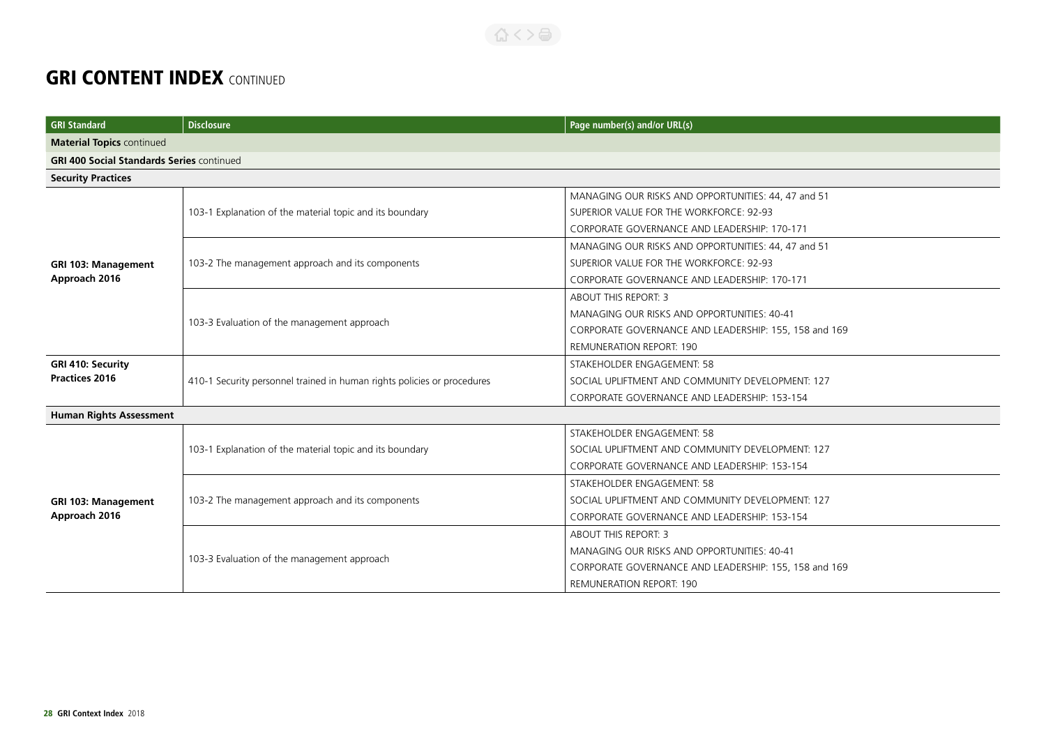# GRI CONTENT INDEX CONTINUED

| GRI Standard | Disclosure | Page number(s) and/or URL(s) |
|---|---|---|
| **Material Topics** continued | | |
| **GRI 400 Social Standards Series** continued | | |
| **Security Practices** | | |
| **GRI 103: Management Approach 2016** | 103-1 Explanation of the material topic and its boundary | MANAGING OUR RISKS AND OPPORTUNITIES: 44, 47 and 51<br>SUPERIOR VALUE FOR THE WORKFORCE: 92-93<br>CORPORATE GOVERNANCE AND LEADERSHIP: 170-171 |
| | 103-2 The management approach and its components | MANAGING OUR RISKS AND OPPORTUNITIES: 44, 47 and 51<br>SUPERIOR VALUE FOR THE WORKFORCE: 92-93<br>CORPORATE GOVERNANCE AND LEADERSHIP: 170-171 |
| | 103-3 Evaluation of the management approach | ABOUT THIS REPORT: 3<br>MANAGING OUR RISKS AND OPPORTUNITIES: 40-41<br>CORPORATE GOVERNANCE AND LEADERSHIP: 155, 158 and 169<br>REMUNERATION REPORT: 190 |
| **GRI 410: Security Practices 2016** | 410-1 Security personnel trained in human rights policies or procedures | STAKEHOLDER ENGAGEMENT: 58<br>SOCIAL UPLIFTMENT AND COMMUNITY DEVELOPMENT: 127<br>CORPORATE GOVERNANCE AND LEADERSHIP: 153-154 |
| **Human Rights Assessment** | | |
| **GRI 103: Management Approach 2016** | 103-1 Explanation of the material topic and its boundary | STAKEHOLDER ENGAGEMENT: 58<br>SOCIAL UPLIFTMENT AND COMMUNITY DEVELOPMENT: 127<br>CORPORATE GOVERNANCE AND LEADERSHIP: 153-154 |
| | 103-2 The management approach and its components | STAKEHOLDER ENGAGEMENT: 58<br>SOCIAL UPLIFTMENT AND COMMUNITY DEVELOPMENT: 127<br>CORPORATE GOVERNANCE AND LEADERSHIP: 153-154 |
| | 103-3 Evaluation of the management approach | ABOUT THIS REPORT: 3<br>MANAGING OUR RISKS AND OPPORTUNITIES: 40-41<br>CORPORATE GOVERNANCE AND LEADERSHIP: 155, 158 and 169<br>REMUNERATION REPORT: 190 |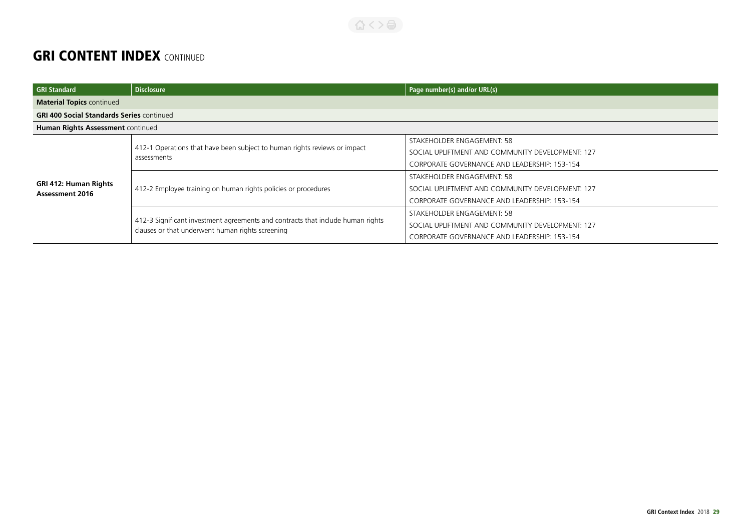## GRI CONTENT INDEX CONTINUED

| GRI Standard | Disclosure | Page number(s) and/or URL(s) |
|---|---|---|
| **Material Topics** continued | | |
| **GRI 400 Social Standards Series** continued | | |
| **Human Rights Assessment** continued | | |
| **GRI 412: Human Rights Assessment 2016** | 412-1 Operations that have been subject to human rights reviews or impact assessments | STAKEHOLDER ENGAGEMENT: 58<br>SOCIAL UPLIFTMENT AND COMMUNITY DEVELOPMENT: 127<br>CORPORATE GOVERNANCE AND LEADERSHIP: 153-154 |
| | 412-2 Employee training on human rights policies or procedures | STAKEHOLDER ENGAGEMENT: 58<br>SOCIAL UPLIFTMENT AND COMMUNITY DEVELOPMENT: 127<br>CORPORATE GOVERNANCE AND LEADERSHIP: 153-154 |
| | 412-3 Significant investment agreements and contracts that include human rights clauses or that underwent human rights screening | STAKEHOLDER ENGAGEMENT: 58<br>SOCIAL UPLIFTMENT AND COMMUNITY DEVELOPMENT: 127<br>CORPORATE GOVERNANCE AND LEADERSHIP: 153-154 |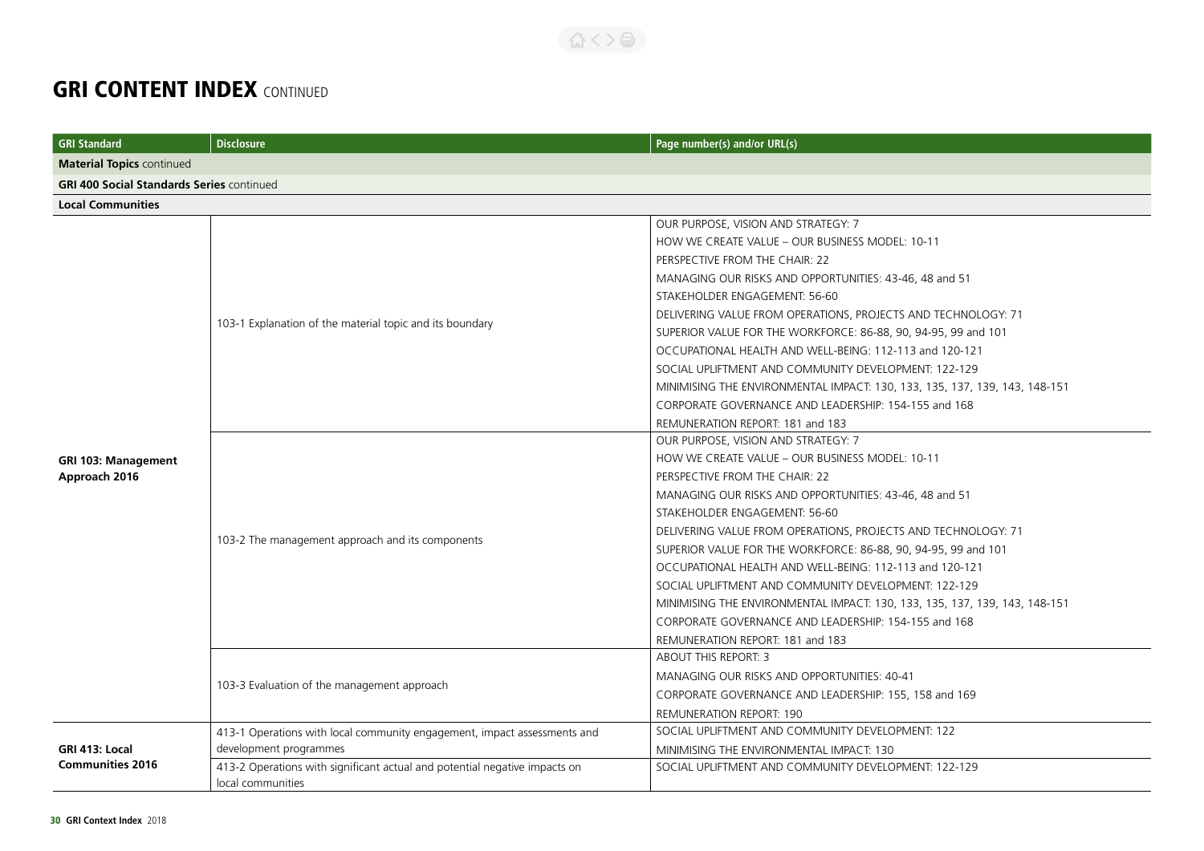# GRI CONTENT INDEX CONTINUED

| GRI Standard | Disclosure | Page number(s) and/or URL(s) |
|---|---|---|
| **Material Topics** continued | | |
| **GRI 400 Social Standards Series** continued | | |
| **Local Communities** | | |
| **GRI 103: Management Approach 2016** | 103-1 Explanation of the material topic and its boundary | OUR PURPOSE, VISION AND STRATEGY: 7<br>HOW WE CREATE VALUE – OUR BUSINESS MODEL: 10-11<br>PERSPECTIVE FROM THE CHAIR: 22<br>MANAGING OUR RISKS AND OPPORTUNITIES: 43-46, 48 and 51<br>STAKEHOLDER ENGAGEMENT: 56-60<br>DELIVERING VALUE FROM OPERATIONS, PROJECTS AND TECHNOLOGY: 71<br>SUPERIOR VALUE FOR THE WORKFORCE: 86-88, 90, 94-95, 99 and 101<br>OCCUPATIONAL HEALTH AND WELL-BEING: 112-113 and 120-121<br>SOCIAL UPLIFTMENT AND COMMUNITY DEVELOPMENT: 122-129<br>MINIMISING THE ENVIRONMENTAL IMPACT: 130, 133, 135, 137, 139, 143, 148-151<br>CORPORATE GOVERNANCE AND LEADERSHIP: 154-155 and 168<br>REMUNERATION REPORT: 181 and 183 |
| | 103-2 The management approach and its components | OUR PURPOSE, VISION AND STRATEGY: 7<br>HOW WE CREATE VALUE – OUR BUSINESS MODEL: 10-11<br>PERSPECTIVE FROM THE CHAIR: 22<br>MANAGING OUR RISKS AND OPPORTUNITIES: 43-46, 48 and 51<br>STAKEHOLDER ENGAGEMENT: 56-60<br>DELIVERING VALUE FROM OPERATIONS, PROJECTS AND TECHNOLOGY: 71<br>SUPERIOR VALUE FOR THE WORKFORCE: 86-88, 90, 94-95, 99 and 101<br>OCCUPATIONAL HEALTH AND WELL-BEING: 112-113 and 120-121<br>SOCIAL UPLIFTMENT AND COMMUNITY DEVELOPMENT: 122-129<br>MINIMISING THE ENVIRONMENTAL IMPACT: 130, 133, 135, 137, 139, 143, 148-151<br>CORPORATE GOVERNANCE AND LEADERSHIP: 154-155 and 168<br>REMUNERATION REPORT: 181 and 183 |
| | 103-3 Evaluation of the management approach | ABOUT THIS REPORT: 3<br>MANAGING OUR RISKS AND OPPORTUNITIES: 40-41<br>CORPORATE GOVERNANCE AND LEADERSHIP: 155, 158 and 169<br>REMUNERATION REPORT: 190 |
| **GRI 413: Local Communities 2016** | 413-1 Operations with local community engagement, impact assessments and development programmes | SOCIAL UPLIFTMENT AND COMMUNITY DEVELOPMENT: 122<br>MINIMISING THE ENVIRONMENTAL IMPACT: 130 |
| | 413-2 Operations with significant actual and potential negative impacts on local communities | SOCIAL UPLIFTMENT AND COMMUNITY DEVELOPMENT: 122-129 |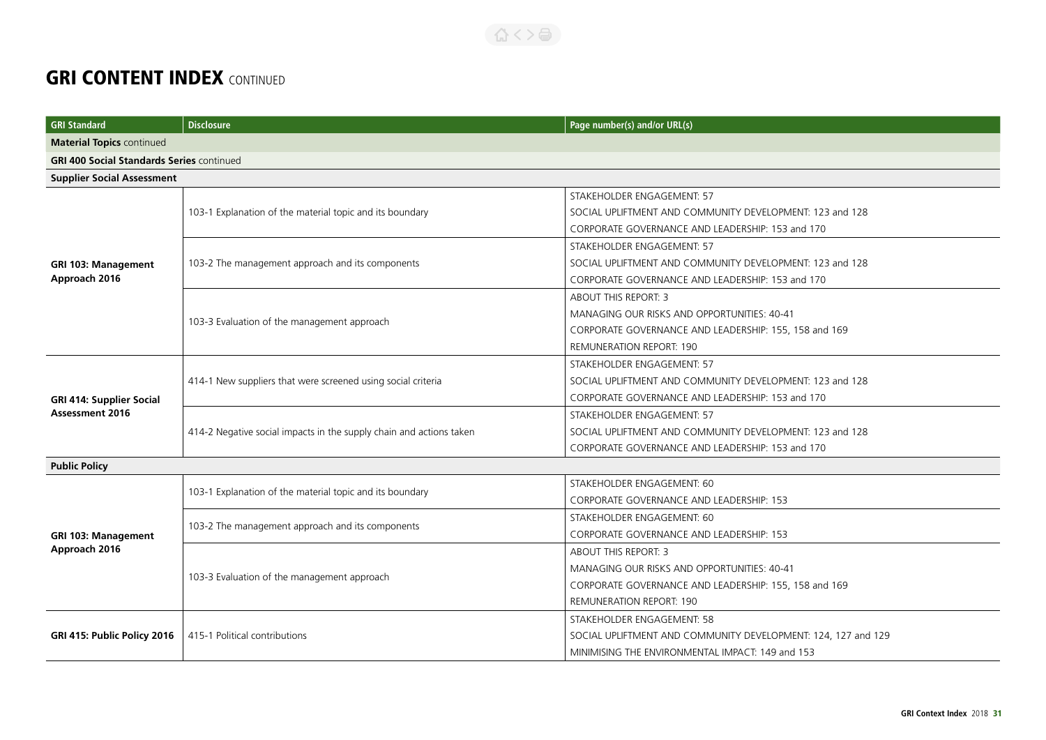# GRI CONTENT INDEX CONTINUED

| GRI Standard | Disclosure | Page number(s) and/or URL(s) |
|---|---|---|
| **Material Topics** continued | | |
| **GRI 400 Social Standards Series** continued | | |
| **Supplier Social Assessment** | | |
| **GRI 103: Management Approach 2016** | 103-1 Explanation of the material topic and its boundary | STAKEHOLDER ENGAGEMENT: 57<br>SOCIAL UPLIFTMENT AND COMMUNITY DEVELOPMENT: 123 and 128<br>CORPORATE GOVERNANCE AND LEADERSHIP: 153 and 170 |
| | 103-2 The management approach and its components | STAKEHOLDER ENGAGEMENT: 57<br>SOCIAL UPLIFTMENT AND COMMUNITY DEVELOPMENT: 123 and 128<br>CORPORATE GOVERNANCE AND LEADERSHIP: 153 and 170 |
| | 103-3 Evaluation of the management approach | ABOUT THIS REPORT: 3<br>MANAGING OUR RISKS AND OPPORTUNITIES: 40-41<br>CORPORATE GOVERNANCE AND LEADERSHIP: 155, 158 and 169<br>REMUNERATION REPORT: 190 |
| **GRI 414: Supplier Social Assessment 2016** | 414-1 New suppliers that were screened using social criteria | STAKEHOLDER ENGAGEMENT: 57<br>SOCIAL UPLIFTMENT AND COMMUNITY DEVELOPMENT: 123 and 128<br>CORPORATE GOVERNANCE AND LEADERSHIP: 153 and 170 |
| | 414-2 Negative social impacts in the supply chain and actions taken | STAKEHOLDER ENGAGEMENT: 57<br>SOCIAL UPLIFTMENT AND COMMUNITY DEVELOPMENT: 123 and 128<br>CORPORATE GOVERNANCE AND LEADERSHIP: 153 and 170 |
| **Public Policy** | | |
| **GRI 103: Management Approach 2016** | 103-1 Explanation of the material topic and its boundary | STAKEHOLDER ENGAGEMENT: 60<br>CORPORATE GOVERNANCE AND LEADERSHIP: 153 |
| | 103-2 The management approach and its components | STAKEHOLDER ENGAGEMENT: 60<br>CORPORATE GOVERNANCE AND LEADERSHIP: 153 |
| | 103-3 Evaluation of the management approach | ABOUT THIS REPORT: 3<br>MANAGING OUR RISKS AND OPPORTUNITIES: 40-41<br>CORPORATE GOVERNANCE AND LEADERSHIP: 155, 158 and 169<br>REMUNERATION REPORT: 190 |
| **GRI 415: Public Policy 2016** | 415-1 Political contributions | STAKEHOLDER ENGAGEMENT: 58<br>SOCIAL UPLIFTMENT AND COMMUNITY DEVELOPMENT: 124, 127 and 129<br>MINIMISING THE ENVIRONMENTAL IMPACT: 149 and 153 |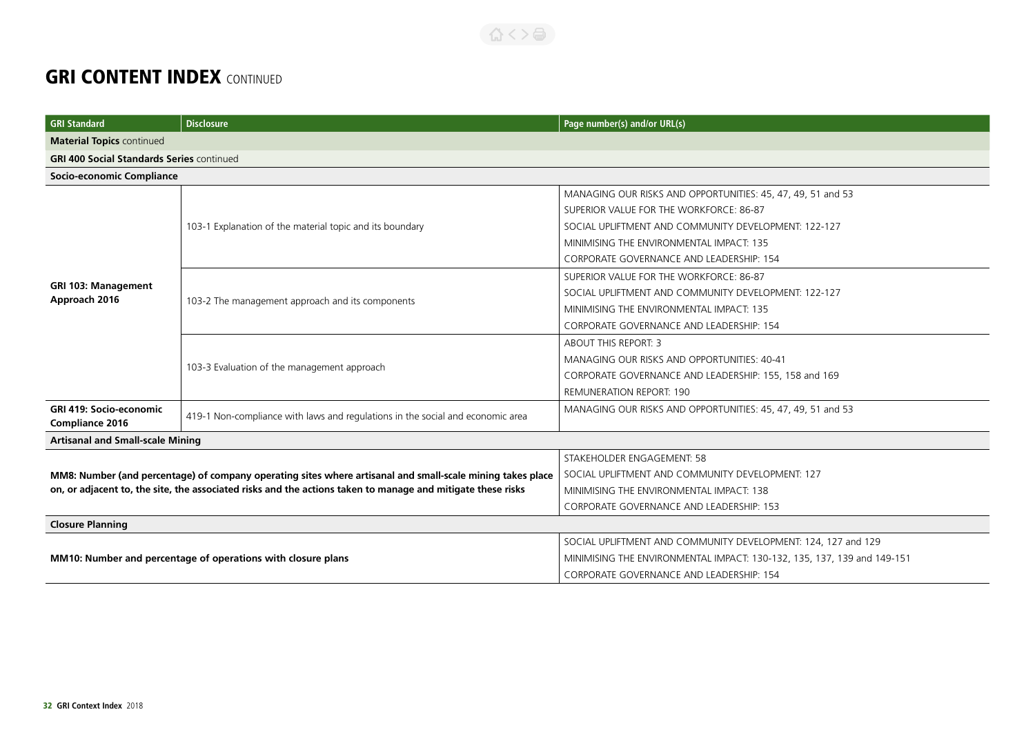# GRI CONTENT INDEX CONTINUED

| GRI Standard | Disclosure | Page number(s) and/or URL(s) |
|---|---|---|
| **Material Topics** continued | | |
| **GRI 400 Social Standards Series** continued | | |
| **Socio-economic Compliance** | | |
| **GRI 103: Management Approach 2016** | 103-1 Explanation of the material topic and its boundary | MANAGING OUR RISKS AND OPPORTUNITIES: 45, 47, 49, 51 and 53<br>SUPERIOR VALUE FOR THE WORKFORCE: 86-87<br>SOCIAL UPLIFTMENT AND COMMUNITY DEVELOPMENT: 122-127<br>MINIMISING THE ENVIRONMENTAL IMPACT: 135<br>CORPORATE GOVERNANCE AND LEADERSHIP: 154 |
| | 103-2 The management approach and its components | SUPERIOR VALUE FOR THE WORKFORCE: 86-87<br>SOCIAL UPLIFTMENT AND COMMUNITY DEVELOPMENT: 122-127<br>MINIMISING THE ENVIRONMENTAL IMPACT: 135<br>CORPORATE GOVERNANCE AND LEADERSHIP: 154 |
| | 103-3 Evaluation of the management approach | ABOUT THIS REPORT: 3<br>MANAGING OUR RISKS AND OPPORTUNITIES: 40-41<br>CORPORATE GOVERNANCE AND LEADERSHIP: 155, 158 and 169<br>REMUNERATION REPORT: 190 |
| **GRI 419: Socio-economic Compliance 2016** | 419-1 Non-compliance with laws and regulations in the social and economic area | MANAGING OUR RISKS AND OPPORTUNITIES: 45, 47, 49, 51 and 53 |
| **Artisanal and Small-scale Mining** | | |
| **MM8: Number (and percentage) of company operating sites where artisanal and small-scale mining takes place on, or adjacent to, the site, the associated risks and the actions taken to manage and mitigate these risks** | | STAKEHOLDER ENGAGEMENT: 58<br>SOCIAL UPLIFTMENT AND COMMUNITY DEVELOPMENT: 127<br>MINIMISING THE ENVIRONMENTAL IMPACT: 138<br>CORPORATE GOVERNANCE AND LEADERSHIP: 153 |
| **Closure Planning** | | |
| **MM10: Number and percentage of operations with closure plans** | | SOCIAL UPLIFTMENT AND COMMUNITY DEVELOPMENT: 124, 127 and 129<br>MINIMISING THE ENVIRONMENTAL IMPACT: 130-132, 135, 137, 139 and 149-151<br>CORPORATE GOVERNANCE AND LEADERSHIP: 154 |